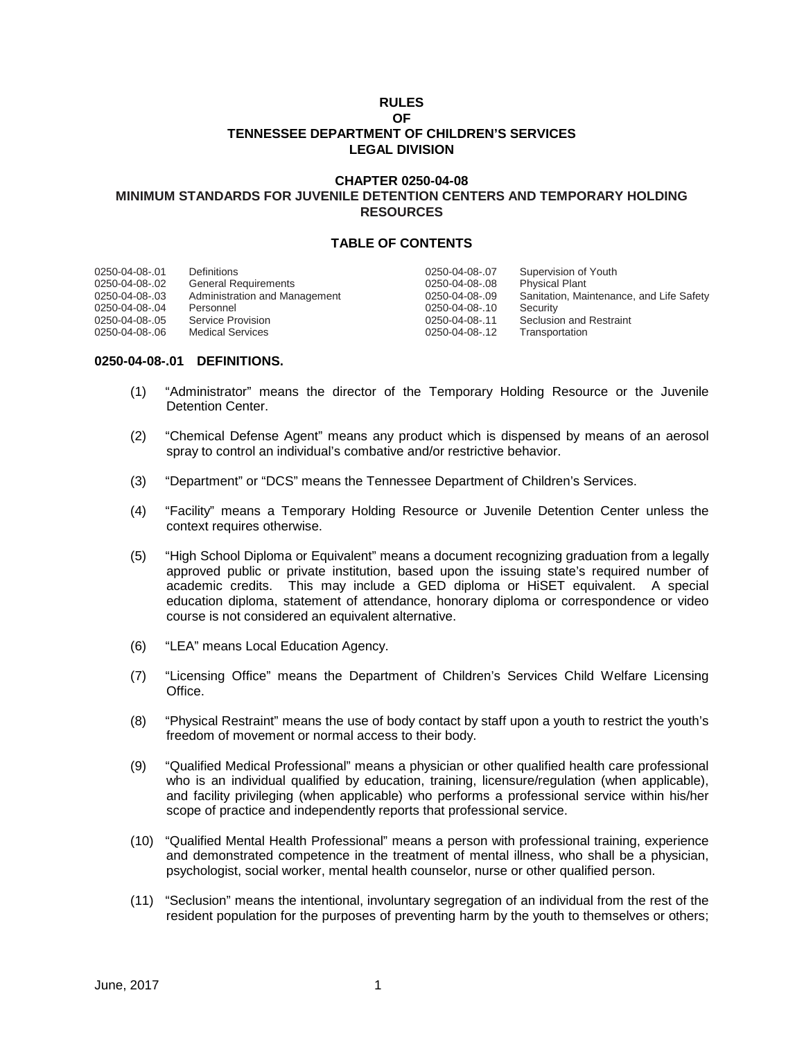**RULES**
**OF**
**TENNESSEE DEPARTMENT OF CHILDREN'S SERVICES**
**LEGAL DIVISION**

**CHAPTER 0250-04-08**
**MINIMUM STANDARDS FOR JUVENILE DETENTION CENTERS AND TEMPORARY HOLDING RESOURCES**

**TABLE OF CONTENTS**

| | | | |
|---|---|---|---|
| 0250-04-08-.01 | Definitions | 0250-04-08-.07 | Supervision of Youth |
| 0250-04-08-.02 | General Requirements | 0250-04-08-.08 | Physical Plant |
| 0250-04-08-.03 | Administration and Management | 0250-04-08-.09 | Sanitation, Maintenance, and Life Safety |
| 0250-04-08-.04 | Personnel | 0250-04-08-.10 | Security |
| 0250-04-08-.05 | Service Provision | 0250-04-08-.11 | Seclusion and Restraint |
| 0250-04-08-.06 | Medical Services | 0250-04-08-.12 | Transportation |

**0250-04-08-.01 DEFINITIONS.**

(1) "Administrator" means the director of the Temporary Holding Resource or the Juvenile Detention Center.

(2) "Chemical Defense Agent" means any product which is dispensed by means of an aerosol spray to control an individual's combative and/or restrictive behavior.

(3) "Department" or "DCS" means the Tennessee Department of Children's Services.

(4) "Facility" means a Temporary Holding Resource or Juvenile Detention Center unless the context requires otherwise.

(5) "High School Diploma or Equivalent" means a document recognizing graduation from a legally approved public or private institution, based upon the issuing state's required number of academic credits. This may include a GED diploma or HiSET equivalent. A special education diploma, statement of attendance, honorary diploma or correspondence or video course is not considered an equivalent alternative.

(6) "LEA" means Local Education Agency.

(7) "Licensing Office" means the Department of Children's Services Child Welfare Licensing Office.

(8) "Physical Restraint" means the use of body contact by staff upon a youth to restrict the youth's freedom of movement or normal access to their body.

(9) "Qualified Medical Professional" means a physician or other qualified health care professional who is an individual qualified by education, training, licensure/regulation (when applicable), and facility privileging (when applicable) who performs a professional service within his/her scope of practice and independently reports that professional service.

(10) "Qualified Mental Health Professional" means a person with professional training, experience and demonstrated competence in the treatment of mental illness, who shall be a physician, psychologist, social worker, mental health counselor, nurse or other qualified person.

(11) "Seclusion" means the intentional, involuntary segregation of an individual from the rest of the resident population for the purposes of preventing harm by the youth to themselves or others;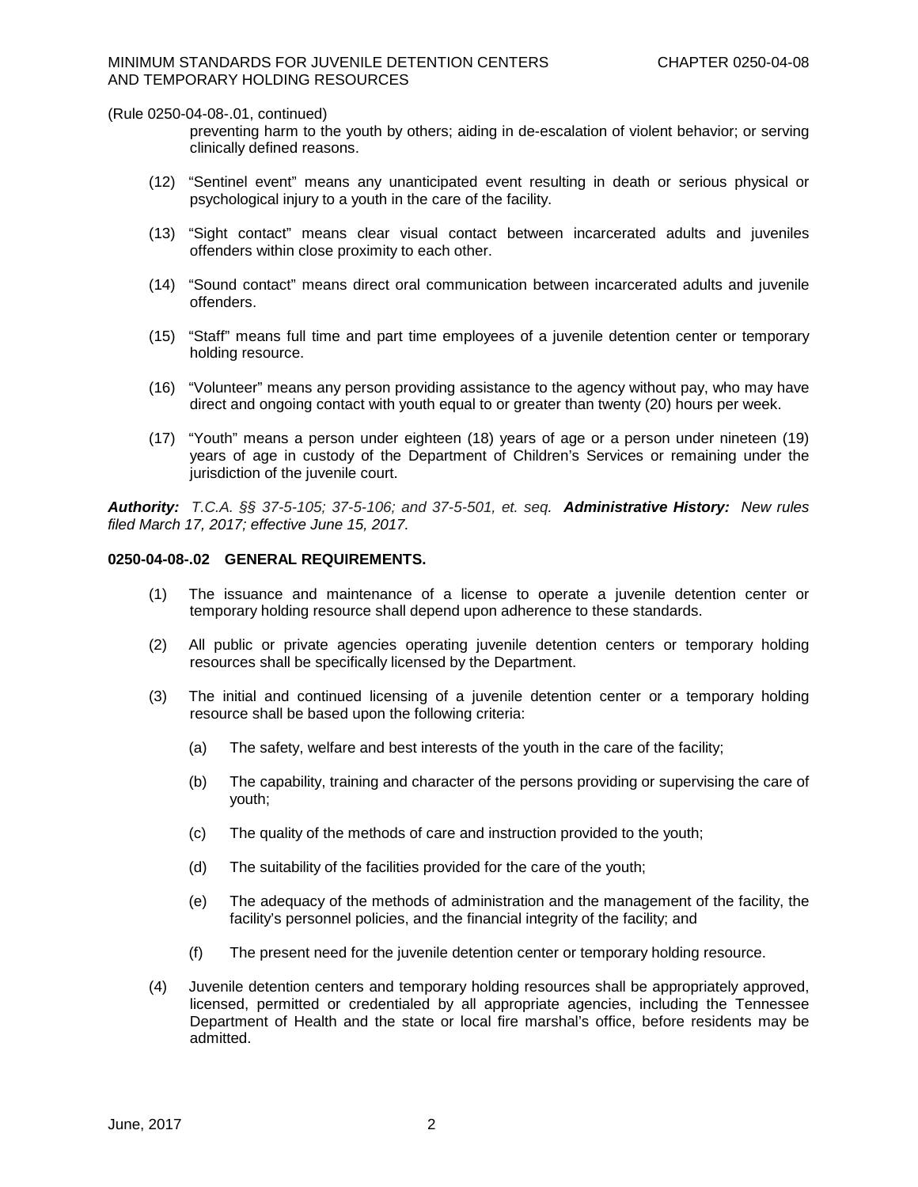(Rule 0250-04-08-.01, continued)

preventing harm to the youth by others; aiding in de-escalation of violent behavior; or serving clinically defined reasons.

(12) "Sentinel event" means any unanticipated event resulting in death or serious physical or psychological injury to a youth in the care of the facility.

(13) "Sight contact" means clear visual contact between incarcerated adults and juveniles offenders within close proximity to each other.

(14) "Sound contact" means direct oral communication between incarcerated adults and juvenile offenders.

(15) "Staff" means full time and part time employees of a juvenile detention center or temporary holding resource.

(16) "Volunteer" means any person providing assistance to the agency without pay, who may have direct and ongoing contact with youth equal to or greater than twenty (20) hours per week.

(17) "Youth" means a person under eighteen (18) years of age or a person under nineteen (19) years of age in custody of the Department of Children's Services or remaining under the jurisdiction of the juvenile court.

***Authority:*** *T.C.A. §§ 37-5-105; 37-5-106; and 37-5-501, et. seq.* ***Administrative History:*** *New rules filed March 17, 2017; effective June 15, 2017.*

**0250-04-08-.02 GENERAL REQUIREMENTS.**

(1) The issuance and maintenance of a license to operate a juvenile detention center or temporary holding resource shall depend upon adherence to these standards.

(2) All public or private agencies operating juvenile detention centers or temporary holding resources shall be specifically licensed by the Department.

(3) The initial and continued licensing of a juvenile detention center or a temporary holding resource shall be based upon the following criteria:

(a) The safety, welfare and best interests of the youth in the care of the facility;

(b) The capability, training and character of the persons providing or supervising the care of youth;

(c) The quality of the methods of care and instruction provided to the youth;

(d) The suitability of the facilities provided for the care of the youth;

(e) The adequacy of the methods of administration and the management of the facility, the facility's personnel policies, and the financial integrity of the facility; and

(f) The present need for the juvenile detention center or temporary holding resource.

(4) Juvenile detention centers and temporary holding resources shall be appropriately approved, licensed, permitted or credentialed by all appropriate agencies, including the Tennessee Department of Health and the state or local fire marshal's office, before residents may be admitted.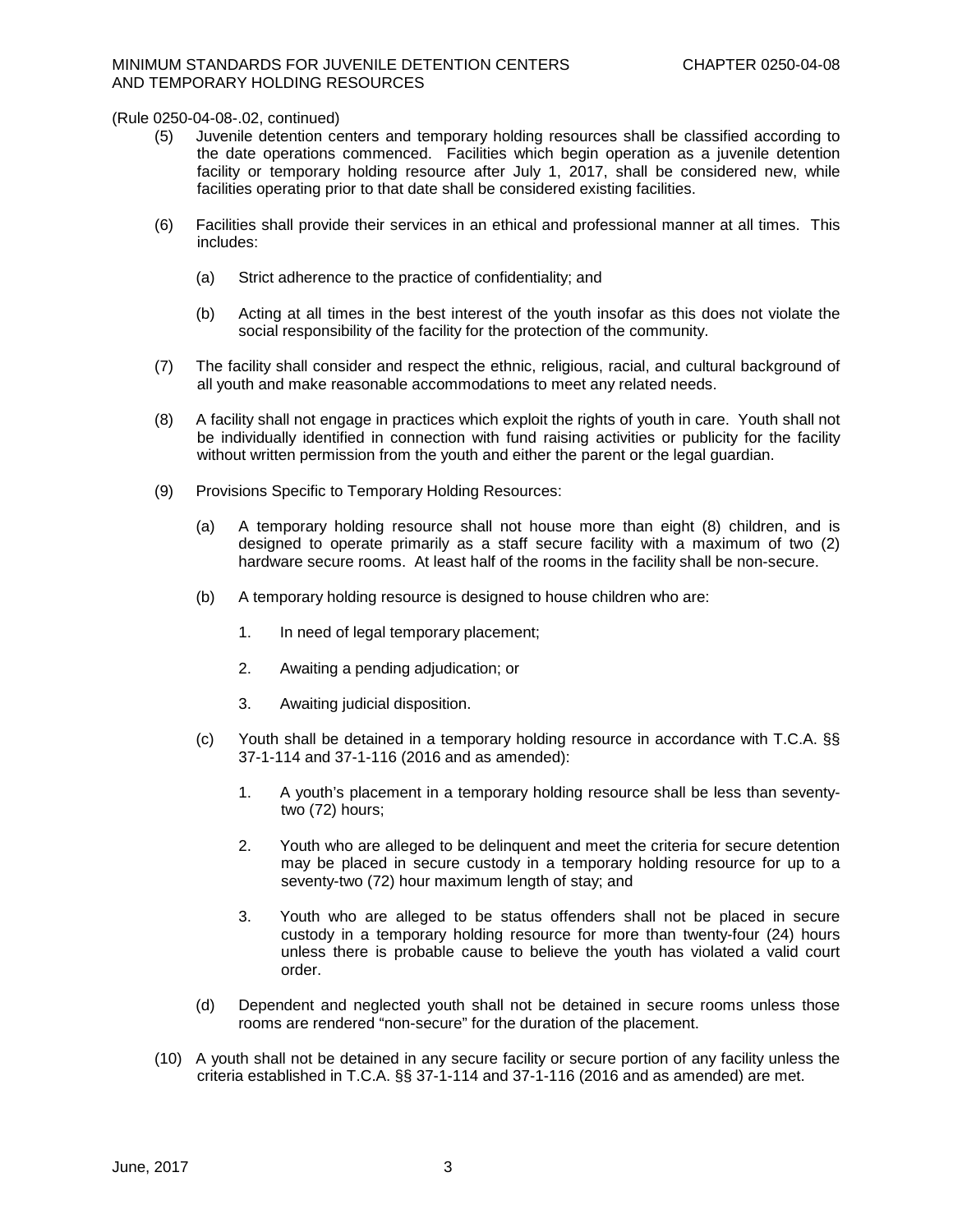(Rule 0250-04-08-.02, continued)

(5) Juvenile detention centers and temporary holding resources shall be classified according to the date operations commenced. Facilities which begin operation as a juvenile detention facility or temporary holding resource after July 1, 2017, shall be considered new, while facilities operating prior to that date shall be considered existing facilities.

(6) Facilities shall provide their services in an ethical and professional manner at all times. This includes:

   (a) Strict adherence to the practice of confidentiality; and

   (b) Acting at all times in the best interest of the youth insofar as this does not violate the social responsibility of the facility for the protection of the community.

(7) The facility shall consider and respect the ethnic, religious, racial, and cultural background of all youth and make reasonable accommodations to meet any related needs.

(8) A facility shall not engage in practices which exploit the rights of youth in care. Youth shall not be individually identified in connection with fund raising activities or publicity for the facility without written permission from the youth and either the parent or the legal guardian.

(9) Provisions Specific to Temporary Holding Resources:

   (a) A temporary holding resource shall not house more than eight (8) children, and is designed to operate primarily as a staff secure facility with a maximum of two (2) hardware secure rooms. At least half of the rooms in the facility shall be non-secure.

   (b) A temporary holding resource is designed to house children who are:

      1. In need of legal temporary placement;

      2. Awaiting a pending adjudication; or

      3. Awaiting judicial disposition.

   (c) Youth shall be detained in a temporary holding resource in accordance with T.C.A. §§ 37-1-114 and 37-1-116 (2016 and as amended):

      1. A youth's placement in a temporary holding resource shall be less than seventy-two (72) hours;

      2. Youth who are alleged to be delinquent and meet the criteria for secure detention may be placed in secure custody in a temporary holding resource for up to a seventy-two (72) hour maximum length of stay; and

      3. Youth who are alleged to be status offenders shall not be placed in secure custody in a temporary holding resource for more than twenty-four (24) hours unless there is probable cause to believe the youth has violated a valid court order.

   (d) Dependent and neglected youth shall not be detained in secure rooms unless those rooms are rendered "non-secure" for the duration of the placement.

(10) A youth shall not be detained in any secure facility or secure portion of any facility unless the criteria established in T.C.A. §§ 37-1-114 and 37-1-116 (2016 and as amended) are met.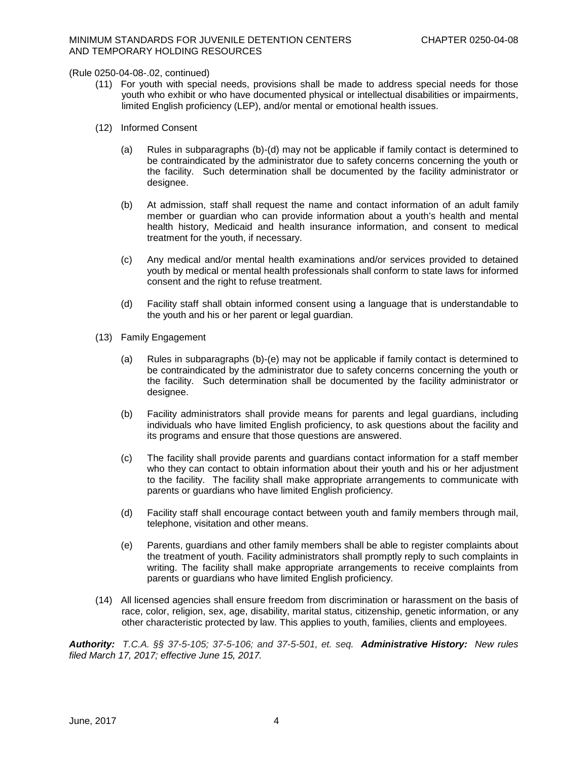(Rule 0250-04-08-.02, continued)

(11) For youth with special needs, provisions shall be made to address special needs for those youth who exhibit or who have documented physical or intellectual disabilities or impairments, limited English proficiency (LEP), and/or mental or emotional health issues.

(12) Informed Consent

(a) Rules in subparagraphs (b)-(d) may not be applicable if family contact is determined to be contraindicated by the administrator due to safety concerns concerning the youth or the facility. Such determination shall be documented by the facility administrator or designee.

(b) At admission, staff shall request the name and contact information of an adult family member or guardian who can provide information about a youth's health and mental health history, Medicaid and health insurance information, and consent to medical treatment for the youth, if necessary.

(c) Any medical and/or mental health examinations and/or services provided to detained youth by medical or mental health professionals shall conform to state laws for informed consent and the right to refuse treatment.

(d) Facility staff shall obtain informed consent using a language that is understandable to the youth and his or her parent or legal guardian.

(13) Family Engagement

(a) Rules in subparagraphs (b)-(e) may not be applicable if family contact is determined to be contraindicated by the administrator due to safety concerns concerning the youth or the facility. Such determination shall be documented by the facility administrator or designee.

(b) Facility administrators shall provide means for parents and legal guardians, including individuals who have limited English proficiency, to ask questions about the facility and its programs and ensure that those questions are answered.

(c) The facility shall provide parents and guardians contact information for a staff member who they can contact to obtain information about their youth and his or her adjustment to the facility. The facility shall make appropriate arrangements to communicate with parents or guardians who have limited English proficiency.

(d) Facility staff shall encourage contact between youth and family members through mail, telephone, visitation and other means.

(e) Parents, guardians and other family members shall be able to register complaints about the treatment of youth. Facility administrators shall promptly reply to such complaints in writing. The facility shall make appropriate arrangements to receive complaints from parents or guardians who have limited English proficiency.

(14) All licensed agencies shall ensure freedom from discrimination or harassment on the basis of race, color, religion, sex, age, disability, marital status, citizenship, genetic information, or any other characteristic protected by law. This applies to youth, families, clients and employees.

***Authority:*** *T.C.A. §§ 37-5-105; 37-5-106; and 37-5-501, et. seq.* ***Administrative History:*** *New rules filed March 17, 2017; effective June 15, 2017.*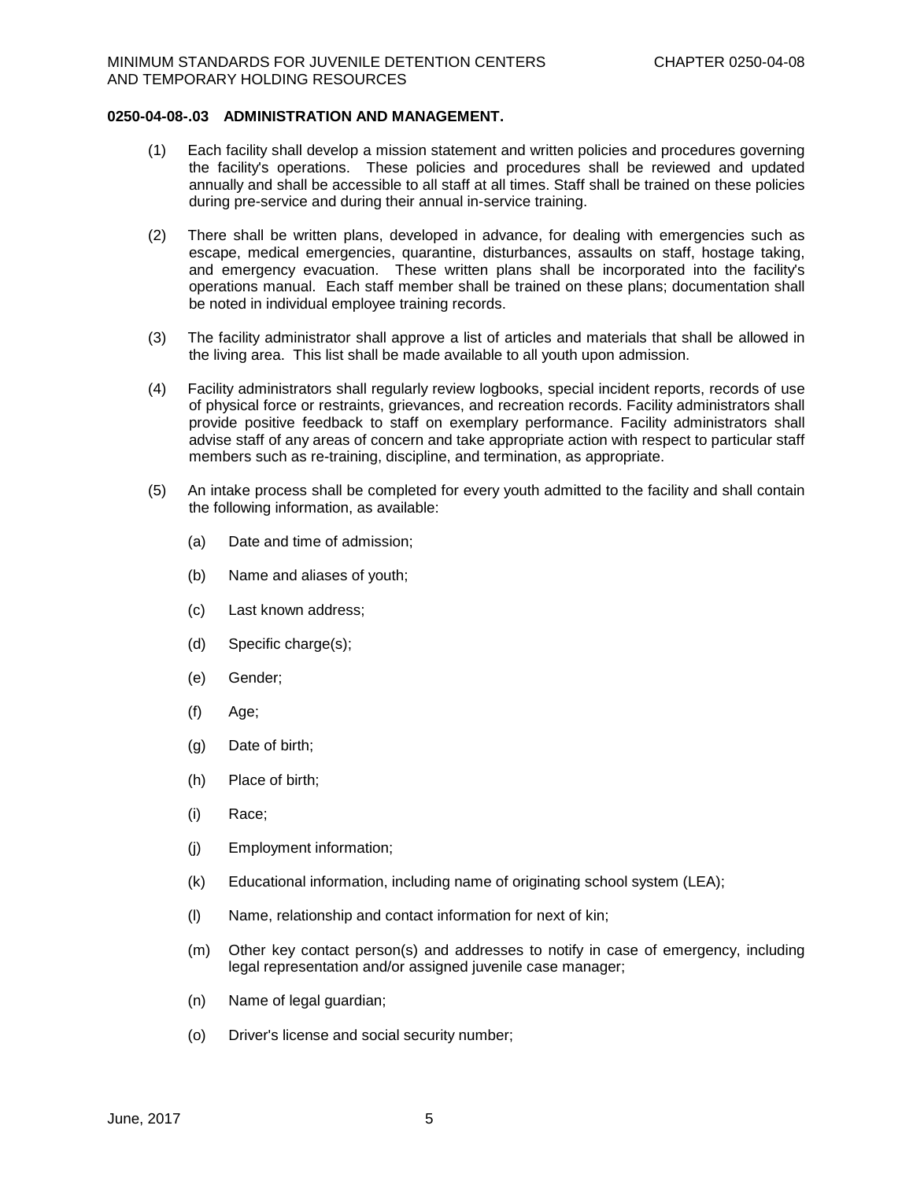**0250-04-08-.03 ADMINISTRATION AND MANAGEMENT.**

(1) Each facility shall develop a mission statement and written policies and procedures governing the facility's operations. These policies and procedures shall be reviewed and updated annually and shall be accessible to all staff at all times. Staff shall be trained on these policies during pre-service and during their annual in-service training.

(2) There shall be written plans, developed in advance, for dealing with emergencies such as escape, medical emergencies, quarantine, disturbances, assaults on staff, hostage taking, and emergency evacuation. These written plans shall be incorporated into the facility's operations manual. Each staff member shall be trained on these plans; documentation shall be noted in individual employee training records.

(3) The facility administrator shall approve a list of articles and materials that shall be allowed in the living area. This list shall be made available to all youth upon admission.

(4) Facility administrators shall regularly review logbooks, special incident reports, records of use of physical force or restraints, grievances, and recreation records. Facility administrators shall provide positive feedback to staff on exemplary performance. Facility administrators shall advise staff of any areas of concern and take appropriate action with respect to particular staff members such as re-training, discipline, and termination, as appropriate.

(5) An intake process shall be completed for every youth admitted to the facility and shall contain the following information, as available:

(a) Date and time of admission;

(b) Name and aliases of youth;

(c) Last known address;

(d) Specific charge(s);

(e) Gender;

(f) Age;

(g) Date of birth;

(h) Place of birth;

(i) Race;

(j) Employment information;

(k) Educational information, including name of originating school system (LEA);

(l) Name, relationship and contact information for next of kin;

(m) Other key contact person(s) and addresses to notify in case of emergency, including legal representation and/or assigned juvenile case manager;

(n) Name of legal guardian;

(o) Driver's license and social security number;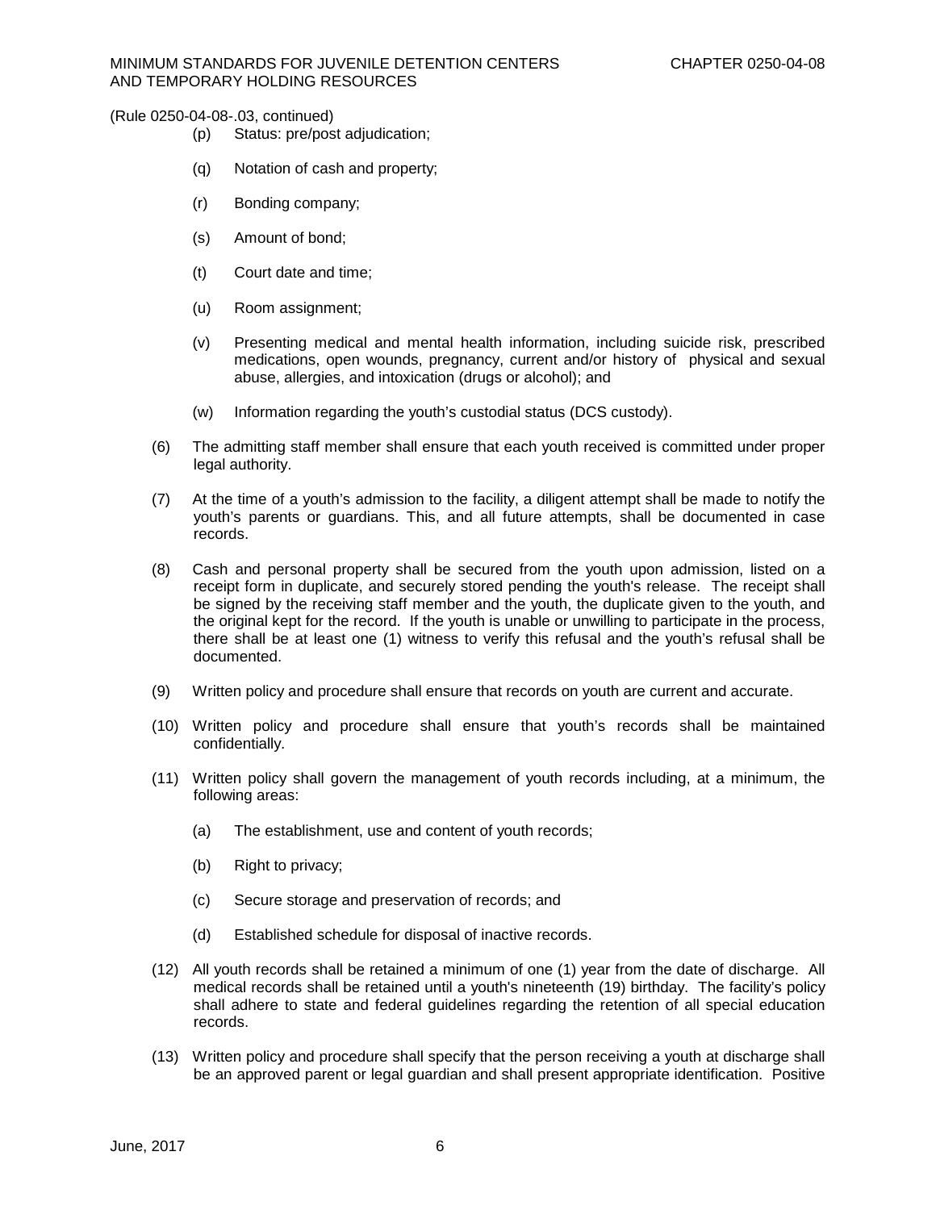(Rule 0250-04-08-.03, continued)

(p) Status: pre/post adjudication;

(q) Notation of cash and property;

(r) Bonding company;

(s) Amount of bond;

(t) Court date and time;

(u) Room assignment;

(v) Presenting medical and mental health information, including suicide risk, prescribed medications, open wounds, pregnancy, current and/or history of physical and sexual abuse, allergies, and intoxication (drugs or alcohol); and

(w) Information regarding the youth's custodial status (DCS custody).

(6) The admitting staff member shall ensure that each youth received is committed under proper legal authority.

(7) At the time of a youth's admission to the facility, a diligent attempt shall be made to notify the youth's parents or guardians. This, and all future attempts, shall be documented in case records.

(8) Cash and personal property shall be secured from the youth upon admission, listed on a receipt form in duplicate, and securely stored pending the youth's release. The receipt shall be signed by the receiving staff member and the youth, the duplicate given to the youth, and the original kept for the record. If the youth is unable or unwilling to participate in the process, there shall be at least one (1) witness to verify this refusal and the youth's refusal shall be documented.

(9) Written policy and procedure shall ensure that records on youth are current and accurate.

(10) Written policy and procedure shall ensure that youth's records shall be maintained confidentially.

(11) Written policy shall govern the management of youth records including, at a minimum, the following areas:

(a) The establishment, use and content of youth records;

(b) Right to privacy;

(c) Secure storage and preservation of records; and

(d) Established schedule for disposal of inactive records.

(12) All youth records shall be retained a minimum of one (1) year from the date of discharge. All medical records shall be retained until a youth's nineteenth (19) birthday. The facility's policy shall adhere to state and federal guidelines regarding the retention of all special education records.

(13) Written policy and procedure shall specify that the person receiving a youth at discharge shall be an approved parent or legal guardian and shall present appropriate identification. Positive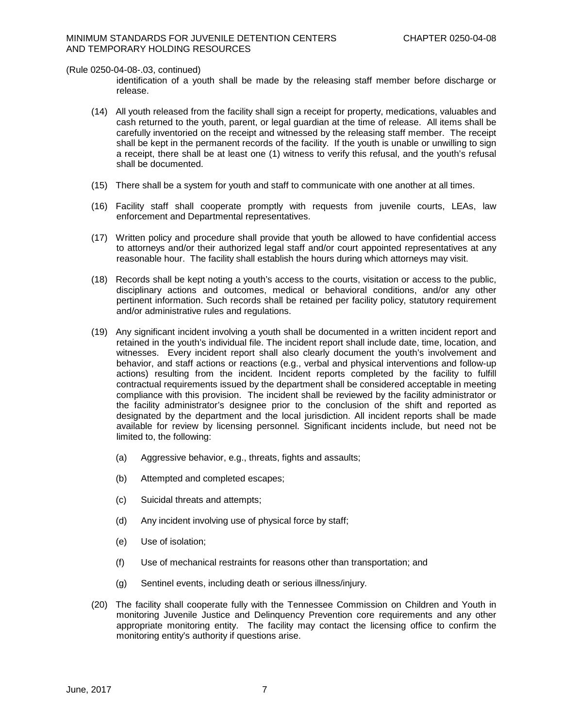(Rule 0250-04-08-.03, continued)

identification of a youth shall be made by the releasing staff member before discharge or release.

(14) All youth released from the facility shall sign a receipt for property, medications, valuables and cash returned to the youth, parent, or legal guardian at the time of release. All items shall be carefully inventoried on the receipt and witnessed by the releasing staff member. The receipt shall be kept in the permanent records of the facility. If the youth is unable or unwilling to sign a receipt, there shall be at least one (1) witness to verify this refusal, and the youth's refusal shall be documented.

(15) There shall be a system for youth and staff to communicate with one another at all times.

(16) Facility staff shall cooperate promptly with requests from juvenile courts, LEAs, law enforcement and Departmental representatives.

(17) Written policy and procedure shall provide that youth be allowed to have confidential access to attorneys and/or their authorized legal staff and/or court appointed representatives at any reasonable hour. The facility shall establish the hours during which attorneys may visit.

(18) Records shall be kept noting a youth's access to the courts, visitation or access to the public, disciplinary actions and outcomes, medical or behavioral conditions, and/or any other pertinent information. Such records shall be retained per facility policy, statutory requirement and/or administrative rules and regulations.

(19) Any significant incident involving a youth shall be documented in a written incident report and retained in the youth's individual file. The incident report shall include date, time, location, and witnesses. Every incident report shall also clearly document the youth's involvement and behavior, and staff actions or reactions (e.g., verbal and physical interventions and follow-up actions) resulting from the incident. Incident reports completed by the facility to fulfill contractual requirements issued by the department shall be considered acceptable in meeting compliance with this provision. The incident shall be reviewed by the facility administrator or the facility administrator's designee prior to the conclusion of the shift and reported as designated by the department and the local jurisdiction. All incident reports shall be made available for review by licensing personnel. Significant incidents include, but need not be limited to, the following:

(a) Aggressive behavior, e.g., threats, fights and assaults;

(b) Attempted and completed escapes;

(c) Suicidal threats and attempts;

(d) Any incident involving use of physical force by staff;

(e) Use of isolation;

(f) Use of mechanical restraints for reasons other than transportation; and

(g) Sentinel events, including death or serious illness/injury.

(20) The facility shall cooperate fully with the Tennessee Commission on Children and Youth in monitoring Juvenile Justice and Delinquency Prevention core requirements and any other appropriate monitoring entity. The facility may contact the licensing office to confirm the monitoring entity's authority if questions arise.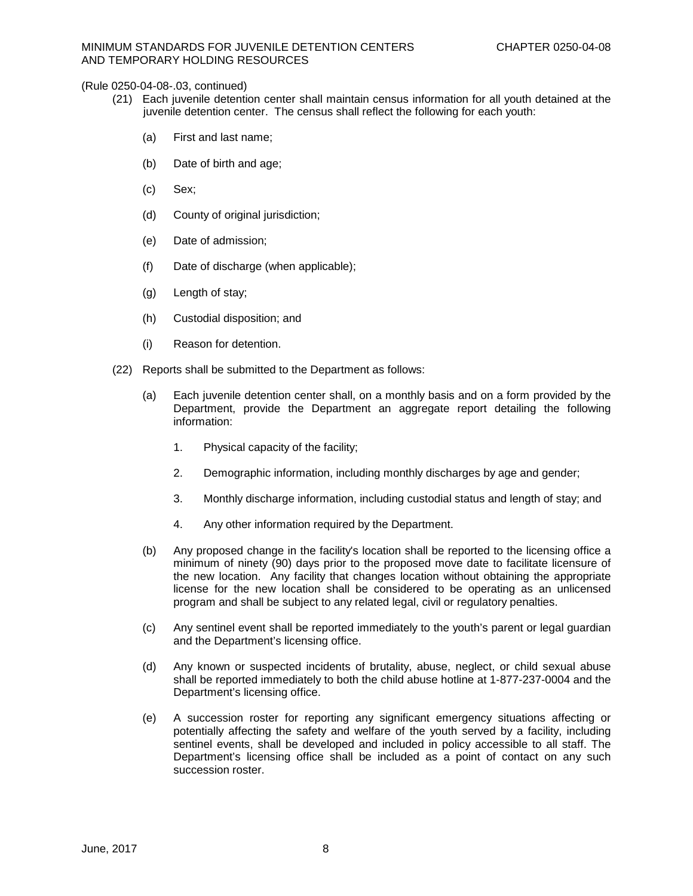(Rule 0250-04-08-.03, continued)

(21) Each juvenile detention center shall maintain census information for all youth detained at the juvenile detention center. The census shall reflect the following for each youth:

(a) First and last name;

(b) Date of birth and age;

(c) Sex;

(d) County of original jurisdiction;

(e) Date of admission;

(f) Date of discharge (when applicable);

(g) Length of stay;

(h) Custodial disposition; and

(i) Reason for detention.

(22) Reports shall be submitted to the Department as follows:

(a) Each juvenile detention center shall, on a monthly basis and on a form provided by the Department, provide the Department an aggregate report detailing the following information:

1. Physical capacity of the facility;

2. Demographic information, including monthly discharges by age and gender;

3. Monthly discharge information, including custodial status and length of stay; and

4. Any other information required by the Department.

(b) Any proposed change in the facility's location shall be reported to the licensing office a minimum of ninety (90) days prior to the proposed move date to facilitate licensure of the new location. Any facility that changes location without obtaining the appropriate license for the new location shall be considered to be operating as an unlicensed program and shall be subject to any related legal, civil or regulatory penalties.

(c) Any sentinel event shall be reported immediately to the youth's parent or legal guardian and the Department's licensing office.

(d) Any known or suspected incidents of brutality, abuse, neglect, or child sexual abuse shall be reported immediately to both the child abuse hotline at 1-877-237-0004 and the Department's licensing office.

(e) A succession roster for reporting any significant emergency situations affecting or potentially affecting the safety and welfare of the youth served by a facility, including sentinel events, shall be developed and included in policy accessible to all staff. The Department's licensing office shall be included as a point of contact on any such succession roster.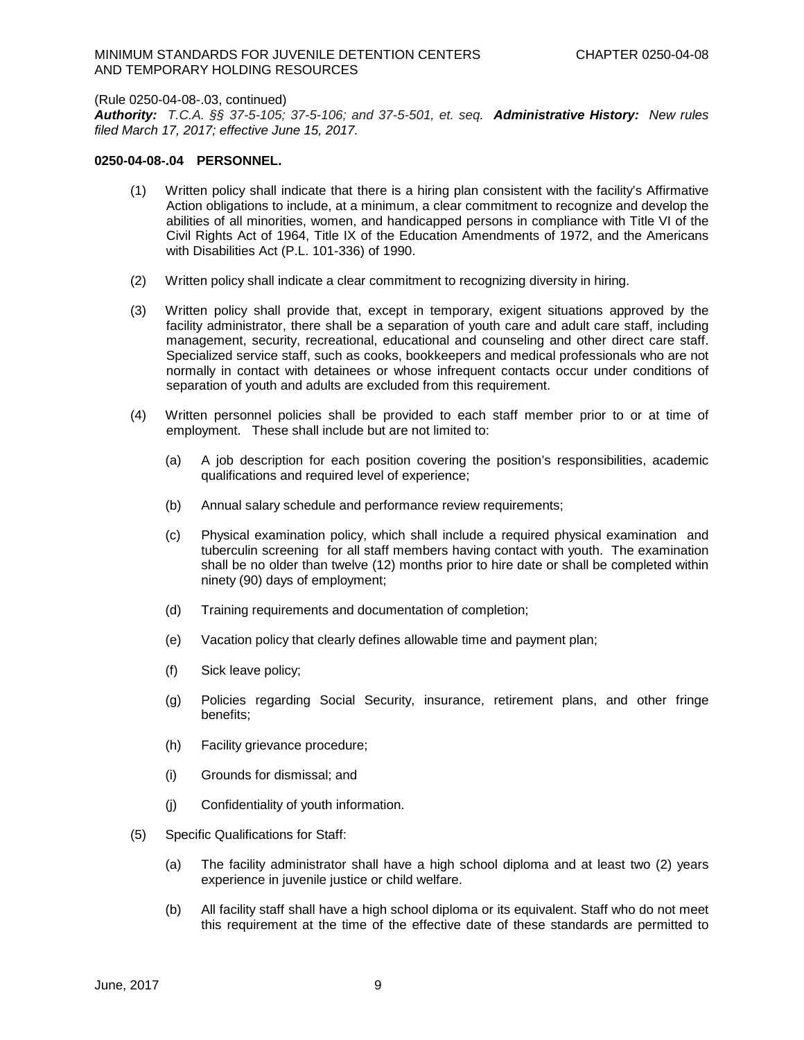(Rule 0250-04-08-.03, continued)

***Authority:*** *T.C.A. §§ 37-5-105; 37-5-106; and 37-5-501, et. seq.* ***Administrative History:*** *New rules filed March 17, 2017; effective June 15, 2017.*

**0250-04-08-.04 PERSONNEL.**

(1) Written policy shall indicate that there is a hiring plan consistent with the facility's Affirmative Action obligations to include, at a minimum, a clear commitment to recognize and develop the abilities of all minorities, women, and handicapped persons in compliance with Title VI of the Civil Rights Act of 1964, Title IX of the Education Amendments of 1972, and the Americans with Disabilities Act (P.L. 101-336) of 1990.

(2) Written policy shall indicate a clear commitment to recognizing diversity in hiring.

(3) Written policy shall provide that, except in temporary, exigent situations approved by the facility administrator, there shall be a separation of youth care and adult care staff, including management, security, recreational, educational and counseling and other direct care staff. Specialized service staff, such as cooks, bookkeepers and medical professionals who are not normally in contact with detainees or whose infrequent contacts occur under conditions of separation of youth and adults are excluded from this requirement.

(4) Written personnel policies shall be provided to each staff member prior to or at time of employment. These shall include but are not limited to:

   (a) A job description for each position covering the position's responsibilities, academic qualifications and required level of experience;

   (b) Annual salary schedule and performance review requirements;

   (c) Physical examination policy, which shall include a required physical examination and tuberculin screening for all staff members having contact with youth. The examination shall be no older than twelve (12) months prior to hire date or shall be completed within ninety (90) days of employment;

   (d) Training requirements and documentation of completion;

   (e) Vacation policy that clearly defines allowable time and payment plan;

   (f) Sick leave policy;

   (g) Policies regarding Social Security, insurance, retirement plans, and other fringe benefits;

   (h) Facility grievance procedure;

   (i) Grounds for dismissal; and

   (j) Confidentiality of youth information.

(5) Specific Qualifications for Staff:

   (a) The facility administrator shall have a high school diploma and at least two (2) years experience in juvenile justice or child welfare.

   (b) All facility staff shall have a high school diploma or its equivalent. Staff who do not meet this requirement at the time of the effective date of these standards are permitted to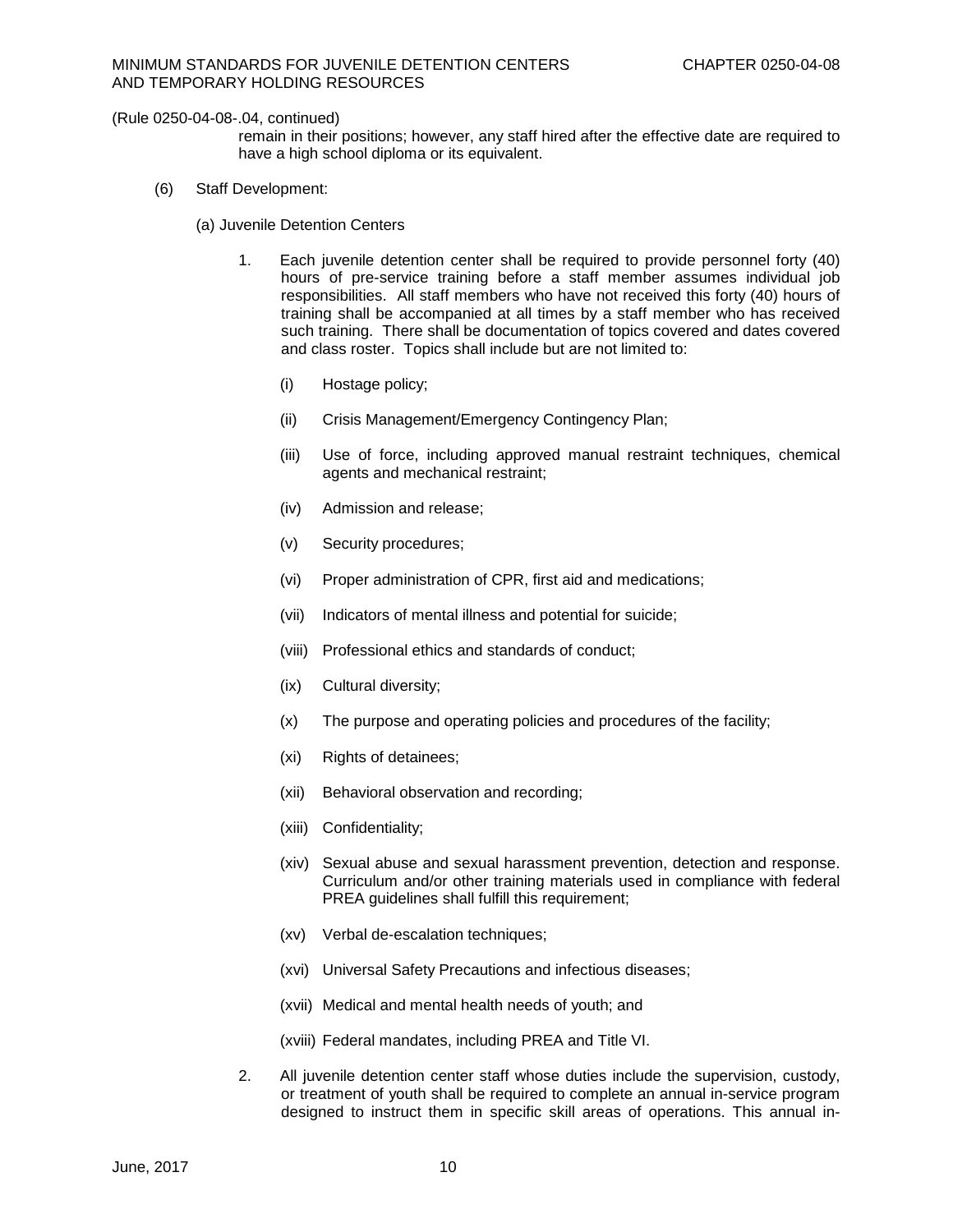(Rule 0250-04-08-.04, continued)

remain in their positions; however, any staff hired after the effective date are required to have a high school diploma or its equivalent.

(6) Staff Development:

(a) Juvenile Detention Centers

1. Each juvenile detention center shall be required to provide personnel forty (40) hours of pre-service training before a staff member assumes individual job responsibilities. All staff members who have not received this forty (40) hours of training shall be accompanied at all times by a staff member who has received such training. There shall be documentation of topics covered and dates covered and class roster. Topics shall include but are not limited to:

   (i) Hostage policy;

   (ii) Crisis Management/Emergency Contingency Plan;

   (iii) Use of force, including approved manual restraint techniques, chemical agents and mechanical restraint;

   (iv) Admission and release;

   (v) Security procedures;

   (vi) Proper administration of CPR, first aid and medications;

   (vii) Indicators of mental illness and potential for suicide;

   (viii) Professional ethics and standards of conduct;

   (ix) Cultural diversity;

   (x) The purpose and operating policies and procedures of the facility;

   (xi) Rights of detainees;

   (xii) Behavioral observation and recording;

   (xiii) Confidentiality;

   (xiv) Sexual abuse and sexual harassment prevention, detection and response. Curriculum and/or other training materials used in compliance with federal PREA guidelines shall fulfill this requirement;

   (xv) Verbal de-escalation techniques;

   (xvi) Universal Safety Precautions and infectious diseases;

   (xvii) Medical and mental health needs of youth; and

   (xviii) Federal mandates, including PREA and Title VI.

2. All juvenile detention center staff whose duties include the supervision, custody, or treatment of youth shall be required to complete an annual in-service program designed to instruct them in specific skill areas of operations. This annual in-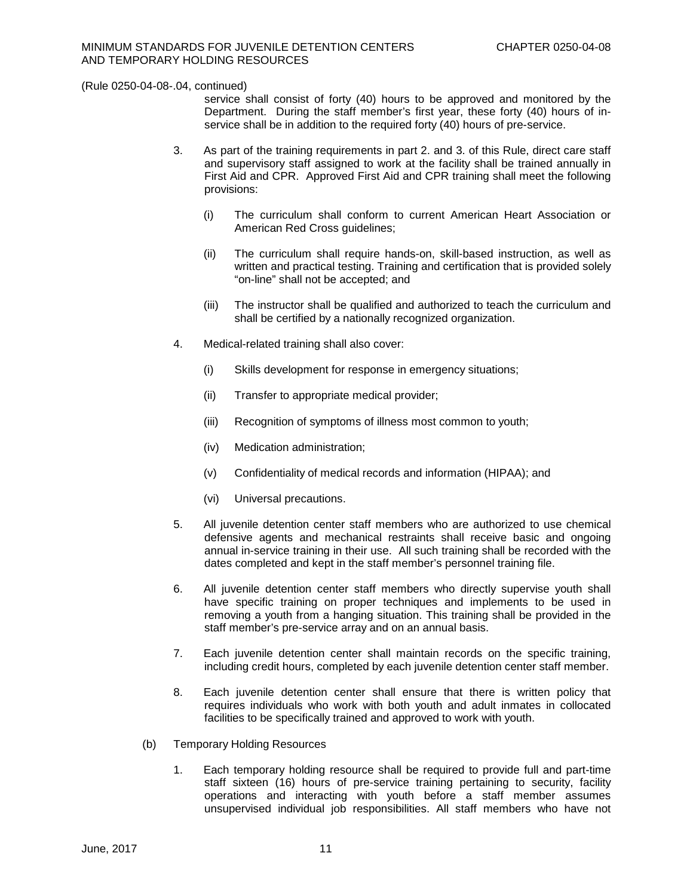(Rule 0250-04-08-.04, continued)

service shall consist of forty (40) hours to be approved and monitored by the Department. During the staff member's first year, these forty (40) hours of in-service shall be in addition to the required forty (40) hours of pre-service.

3. As part of the training requirements in part 2. and 3. of this Rule, direct care staff and supervisory staff assigned to work at the facility shall be trained annually in First Aid and CPR. Approved First Aid and CPR training shall meet the following provisions:

    (i) The curriculum shall conform to current American Heart Association or American Red Cross guidelines;

    (ii) The curriculum shall require hands-on, skill-based instruction, as well as written and practical testing. Training and certification that is provided solely "on-line" shall not be accepted; and

    (iii) The instructor shall be qualified and authorized to teach the curriculum and shall be certified by a nationally recognized organization.

4. Medical-related training shall also cover:

    (i) Skills development for response in emergency situations;

    (ii) Transfer to appropriate medical provider;

    (iii) Recognition of symptoms of illness most common to youth;

    (iv) Medication administration;

    (v) Confidentiality of medical records and information (HIPAA); and

    (vi) Universal precautions.

5. All juvenile detention center staff members who are authorized to use chemical defensive agents and mechanical restraints shall receive basic and ongoing annual in-service training in their use. All such training shall be recorded with the dates completed and kept in the staff member's personnel training file.

6. All juvenile detention center staff members who directly supervise youth shall have specific training on proper techniques and implements to be used in removing a youth from a hanging situation. This training shall be provided in the staff member's pre-service array and on an annual basis.

7. Each juvenile detention center shall maintain records on the specific training, including credit hours, completed by each juvenile detention center staff member.

8. Each juvenile detention center shall ensure that there is written policy that requires individuals who work with both youth and adult inmates in collocated facilities to be specifically trained and approved to work with youth.

(b) Temporary Holding Resources

1. Each temporary holding resource shall be required to provide full and part-time staff sixteen (16) hours of pre-service training pertaining to security, facility operations and interacting with youth before a staff member assumes unsupervised individual job responsibilities. All staff members who have not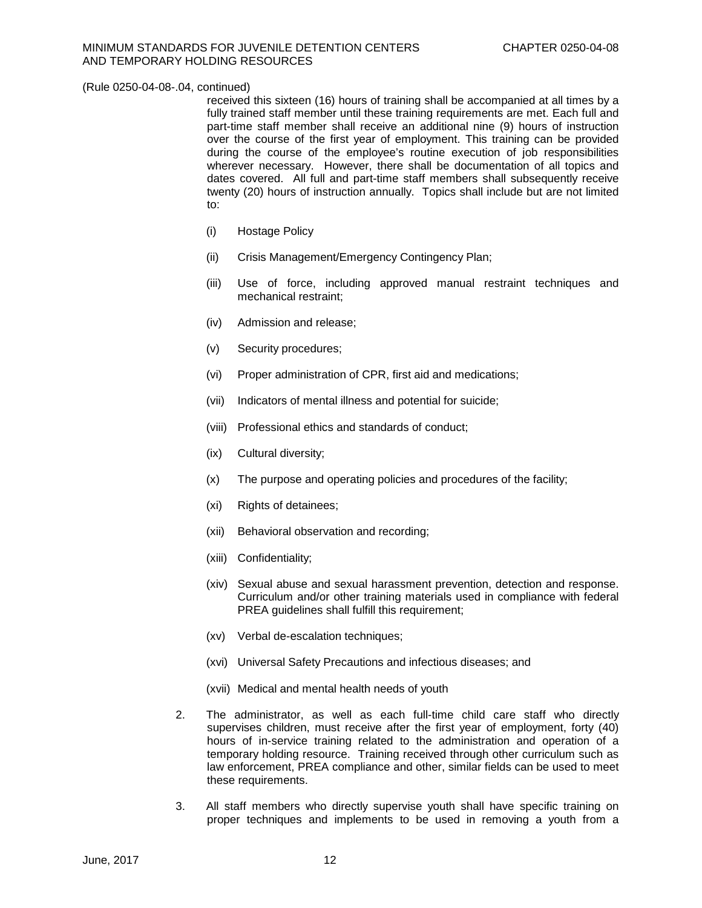(Rule 0250-04-08-.04, continued)

received this sixteen (16) hours of training shall be accompanied at all times by a fully trained staff member until these training requirements are met. Each full and part-time staff member shall receive an additional nine (9) hours of instruction over the course of the first year of employment. This training can be provided during the course of the employee's routine execution of job responsibilities wherever necessary. However, there shall be documentation of all topics and dates covered. All full and part-time staff members shall subsequently receive twenty (20) hours of instruction annually. Topics shall include but are not limited to:

(i) Hostage Policy

(ii) Crisis Management/Emergency Contingency Plan;

(iii) Use of force, including approved manual restraint techniques and mechanical restraint;

(iv) Admission and release;

(v) Security procedures;

(vi) Proper administration of CPR, first aid and medications;

(vii) Indicators of mental illness and potential for suicide;

(viii) Professional ethics and standards of conduct;

(ix) Cultural diversity;

(x) The purpose and operating policies and procedures of the facility;

(xi) Rights of detainees;

(xii) Behavioral observation and recording;

(xiii) Confidentiality;

(xiv) Sexual abuse and sexual harassment prevention, detection and response. Curriculum and/or other training materials used in compliance with federal PREA guidelines shall fulfill this requirement;

(xv) Verbal de-escalation techniques;

(xvi) Universal Safety Precautions and infectious diseases; and

(xvii) Medical and mental health needs of youth

2. The administrator, as well as each full-time child care staff who directly supervises children, must receive after the first year of employment, forty (40) hours of in-service training related to the administration and operation of a temporary holding resource. Training received through other curriculum such as law enforcement, PREA compliance and other, similar fields can be used to meet these requirements.

3. All staff members who directly supervise youth shall have specific training on proper techniques and implements to be used in removing a youth from a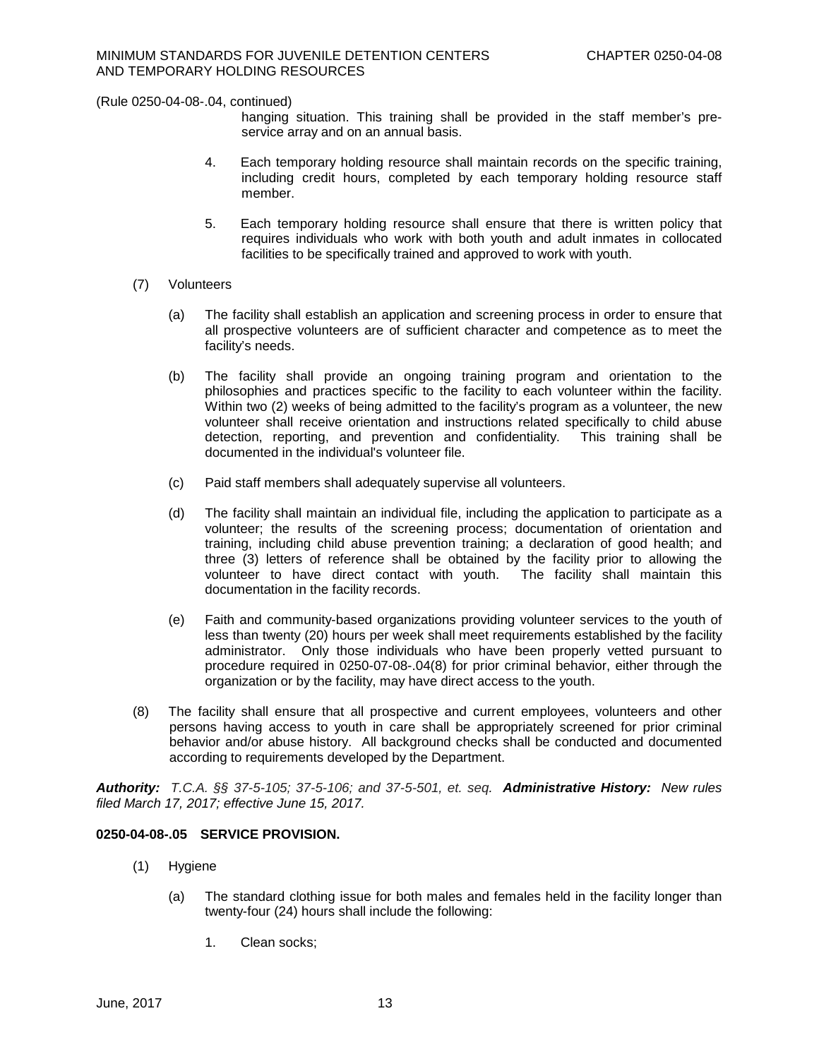(Rule 0250-04-08-.04, continued)

hanging situation. This training shall be provided in the staff member's pre-service array and on an annual basis.

4. Each temporary holding resource shall maintain records on the specific training, including credit hours, completed by each temporary holding resource staff member.

5. Each temporary holding resource shall ensure that there is written policy that requires individuals who work with both youth and adult inmates in collocated facilities to be specifically trained and approved to work with youth.

(7) Volunteers

(a) The facility shall establish an application and screening process in order to ensure that all prospective volunteers are of sufficient character and competence as to meet the facility's needs.

(b) The facility shall provide an ongoing training program and orientation to the philosophies and practices specific to the facility to each volunteer within the facility. Within two (2) weeks of being admitted to the facility's program as a volunteer, the new volunteer shall receive orientation and instructions related specifically to child abuse detection, reporting, and prevention and confidentiality. This training shall be documented in the individual's volunteer file.

(c) Paid staff members shall adequately supervise all volunteers.

(d) The facility shall maintain an individual file, including the application to participate as a volunteer; the results of the screening process; documentation of orientation and training, including child abuse prevention training; a declaration of good health; and three (3) letters of reference shall be obtained by the facility prior to allowing the volunteer to have direct contact with youth. The facility shall maintain this documentation in the facility records.

(e) Faith and community-based organizations providing volunteer services to the youth of less than twenty (20) hours per week shall meet requirements established by the facility administrator. Only those individuals who have been properly vetted pursuant to procedure required in 0250-07-08-.04(8) for prior criminal behavior, either through the organization or by the facility, may have direct access to the youth.

(8) The facility shall ensure that all prospective and current employees, volunteers and other persons having access to youth in care shall be appropriately screened for prior criminal behavior and/or abuse history. All background checks shall be conducted and documented according to requirements developed by the Department.

***Authority:*** *T.C.A. §§ 37-5-105; 37-5-106; and 37-5-501, et. seq.* ***Administrative History:*** *New rules filed March 17, 2017; effective June 15, 2017.*

**0250-04-08-.05 SERVICE PROVISION.**

(1) Hygiene

(a) The standard clothing issue for both males and females held in the facility longer than twenty-four (24) hours shall include the following:

1. Clean socks;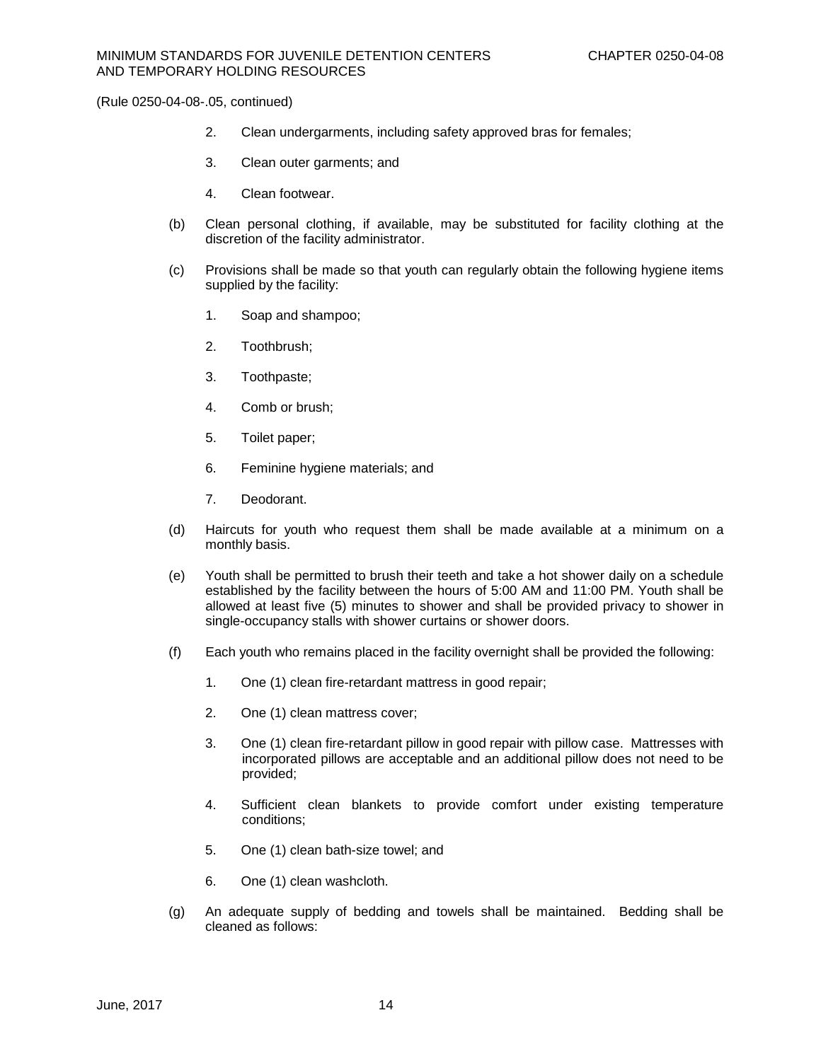(Rule 0250-04-08-.05, continued)

2. Clean undergarments, including safety approved bras for females;

3. Clean outer garments; and

4. Clean footwear.

(b) Clean personal clothing, if available, may be substituted for facility clothing at the discretion of the facility administrator.

(c) Provisions shall be made so that youth can regularly obtain the following hygiene items supplied by the facility:

1. Soap and shampoo;

2. Toothbrush;

3. Toothpaste;

4. Comb or brush;

5. Toilet paper;

6. Feminine hygiene materials; and

7. Deodorant.

(d) Haircuts for youth who request them shall be made available at a minimum on a monthly basis.

(e) Youth shall be permitted to brush their teeth and take a hot shower daily on a schedule established by the facility between the hours of 5:00 AM and 11:00 PM. Youth shall be allowed at least five (5) minutes to shower and shall be provided privacy to shower in single-occupancy stalls with shower curtains or shower doors.

(f) Each youth who remains placed in the facility overnight shall be provided the following:

1. One (1) clean fire-retardant mattress in good repair;

2. One (1) clean mattress cover;

3. One (1) clean fire-retardant pillow in good repair with pillow case. Mattresses with incorporated pillows are acceptable and an additional pillow does not need to be provided;

4. Sufficient clean blankets to provide comfort under existing temperature conditions;

5. One (1) clean bath-size towel; and

6. One (1) clean washcloth.

(g) An adequate supply of bedding and towels shall be maintained. Bedding shall be cleaned as follows: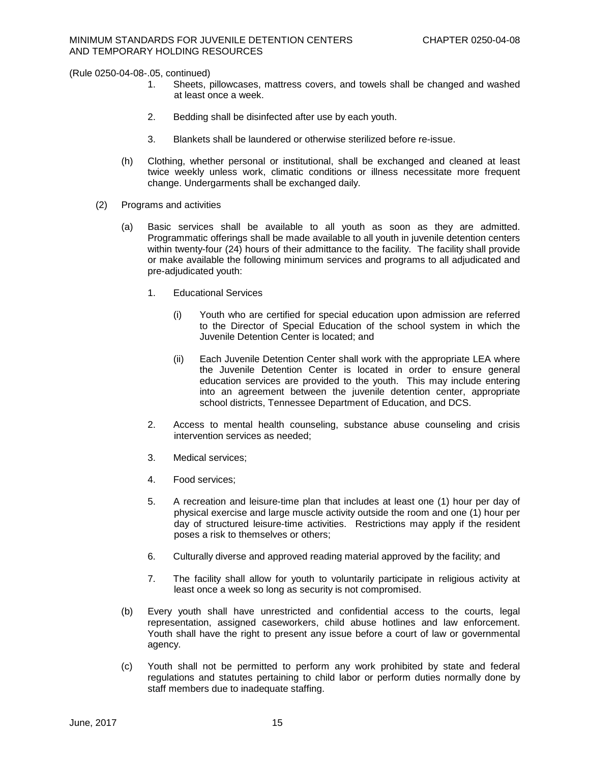(Rule 0250-04-08-.05, continued)

1. Sheets, pillowcases, mattress covers, and towels shall be changed and washed at least once a week.

2. Bedding shall be disinfected after use by each youth.

3. Blankets shall be laundered or otherwise sterilized before re-issue.

(h) Clothing, whether personal or institutional, shall be exchanged and cleaned at least twice weekly unless work, climatic conditions or illness necessitate more frequent change. Undergarments shall be exchanged daily.

(2) Programs and activities

(a) Basic services shall be available to all youth as soon as they are admitted. Programmatic offerings shall be made available to all youth in juvenile detention centers within twenty-four (24) hours of their admittance to the facility. The facility shall provide or make available the following minimum services and programs to all adjudicated and pre-adjudicated youth:

1. Educational Services

(i) Youth who are certified for special education upon admission are referred to the Director of Special Education of the school system in which the Juvenile Detention Center is located; and

(ii) Each Juvenile Detention Center shall work with the appropriate LEA where the Juvenile Detention Center is located in order to ensure general education services are provided to the youth. This may include entering into an agreement between the juvenile detention center, appropriate school districts, Tennessee Department of Education, and DCS.

2. Access to mental health counseling, substance abuse counseling and crisis intervention services as needed;

3. Medical services;

4. Food services;

5. A recreation and leisure-time plan that includes at least one (1) hour per day of physical exercise and large muscle activity outside the room and one (1) hour per day of structured leisure-time activities. Restrictions may apply if the resident poses a risk to themselves or others;

6. Culturally diverse and approved reading material approved by the facility; and

7. The facility shall allow for youth to voluntarily participate in religious activity at least once a week so long as security is not compromised.

(b) Every youth shall have unrestricted and confidential access to the courts, legal representation, assigned caseworkers, child abuse hotlines and law enforcement. Youth shall have the right to present any issue before a court of law or governmental agency.

(c) Youth shall not be permitted to perform any work prohibited by state and federal regulations and statutes pertaining to child labor or perform duties normally done by staff members due to inadequate staffing.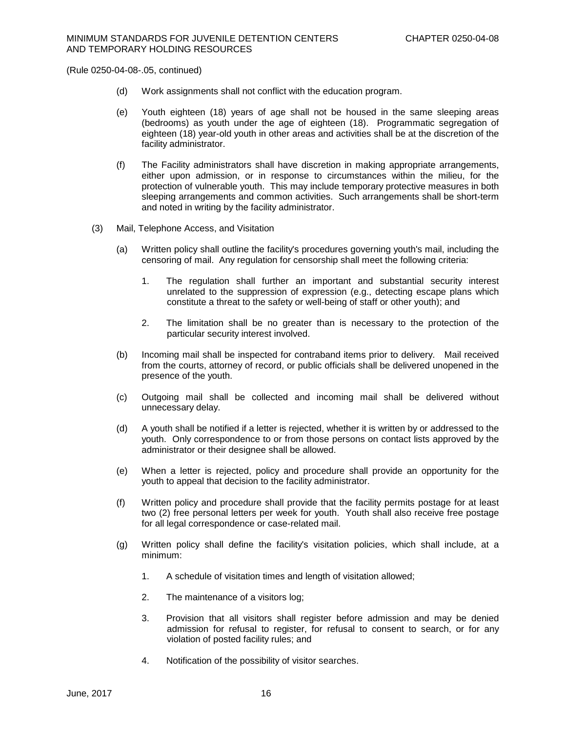(Rule 0250-04-08-.05, continued)

(d) Work assignments shall not conflict with the education program.

(e) Youth eighteen (18) years of age shall not be housed in the same sleeping areas (bedrooms) as youth under the age of eighteen (18). Programmatic segregation of eighteen (18) year-old youth in other areas and activities shall be at the discretion of the facility administrator.

(f) The Facility administrators shall have discretion in making appropriate arrangements, either upon admission, or in response to circumstances within the milieu, for the protection of vulnerable youth. This may include temporary protective measures in both sleeping arrangements and common activities. Such arrangements shall be short-term and noted in writing by the facility administrator.

(3) Mail, Telephone Access, and Visitation

(a) Written policy shall outline the facility's procedures governing youth's mail, including the censoring of mail. Any regulation for censorship shall meet the following criteria:

1. The regulation shall further an important and substantial security interest unrelated to the suppression of expression (e.g., detecting escape plans which constitute a threat to the safety or well-being of staff or other youth); and

2. The limitation shall be no greater than is necessary to the protection of the particular security interest involved.

(b) Incoming mail shall be inspected for contraband items prior to delivery. Mail received from the courts, attorney of record, or public officials shall be delivered unopened in the presence of the youth.

(c) Outgoing mail shall be collected and incoming mail shall be delivered without unnecessary delay.

(d) A youth shall be notified if a letter is rejected, whether it is written by or addressed to the youth. Only correspondence to or from those persons on contact lists approved by the administrator or their designee shall be allowed.

(e) When a letter is rejected, policy and procedure shall provide an opportunity for the youth to appeal that decision to the facility administrator.

(f) Written policy and procedure shall provide that the facility permits postage for at least two (2) free personal letters per week for youth. Youth shall also receive free postage for all legal correspondence or case-related mail.

(g) Written policy shall define the facility's visitation policies, which shall include, at a minimum:

1. A schedule of visitation times and length of visitation allowed;

2. The maintenance of a visitors log;

3. Provision that all visitors shall register before admission and may be denied admission for refusal to register, for refusal to consent to search, or for any violation of posted facility rules; and

4. Notification of the possibility of visitor searches.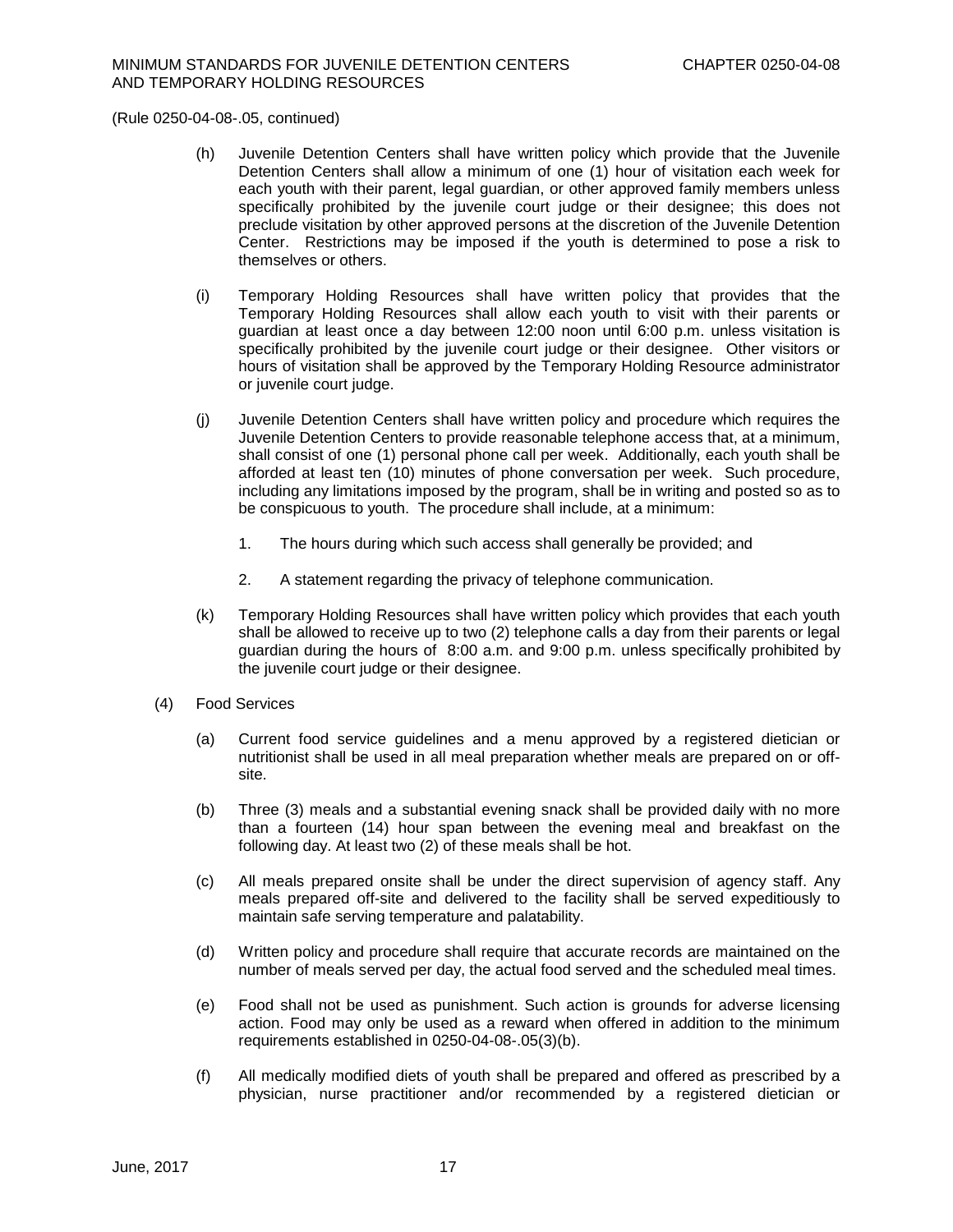(Rule 0250-04-08-.05, continued)

(h) Juvenile Detention Centers shall have written policy which provide that the Juvenile Detention Centers shall allow a minimum of one (1) hour of visitation each week for each youth with their parent, legal guardian, or other approved family members unless specifically prohibited by the juvenile court judge or their designee; this does not preclude visitation by other approved persons at the discretion of the Juvenile Detention Center. Restrictions may be imposed if the youth is determined to pose a risk to themselves or others.

(i) Temporary Holding Resources shall have written policy that provides that the Temporary Holding Resources shall allow each youth to visit with their parents or guardian at least once a day between 12:00 noon until 6:00 p.m. unless visitation is specifically prohibited by the juvenile court judge or their designee. Other visitors or hours of visitation shall be approved by the Temporary Holding Resource administrator or juvenile court judge.

(j) Juvenile Detention Centers shall have written policy and procedure which requires the Juvenile Detention Centers to provide reasonable telephone access that, at a minimum, shall consist of one (1) personal phone call per week. Additionally, each youth shall be afforded at least ten (10) minutes of phone conversation per week. Such procedure, including any limitations imposed by the program, shall be in writing and posted so as to be conspicuous to youth. The procedure shall include, at a minimum:

1. The hours during which such access shall generally be provided; and

2. A statement regarding the privacy of telephone communication.

(k) Temporary Holding Resources shall have written policy which provides that each youth shall be allowed to receive up to two (2) telephone calls a day from their parents or legal guardian during the hours of 8:00 a.m. and 9:00 p.m. unless specifically prohibited by the juvenile court judge or their designee.

(4) Food Services

(a) Current food service guidelines and a menu approved by a registered dietician or nutritionist shall be used in all meal preparation whether meals are prepared on or off-site.

(b) Three (3) meals and a substantial evening snack shall be provided daily with no more than a fourteen (14) hour span between the evening meal and breakfast on the following day. At least two (2) of these meals shall be hot.

(c) All meals prepared onsite shall be under the direct supervision of agency staff. Any meals prepared off-site and delivered to the facility shall be served expeditiously to maintain safe serving temperature and palatability.

(d) Written policy and procedure shall require that accurate records are maintained on the number of meals served per day, the actual food served and the scheduled meal times.

(e) Food shall not be used as punishment. Such action is grounds for adverse licensing action. Food may only be used as a reward when offered in addition to the minimum requirements established in 0250-04-08-.05(3)(b).

(f) All medically modified diets of youth shall be prepared and offered as prescribed by a physician, nurse practitioner and/or recommended by a registered dietician or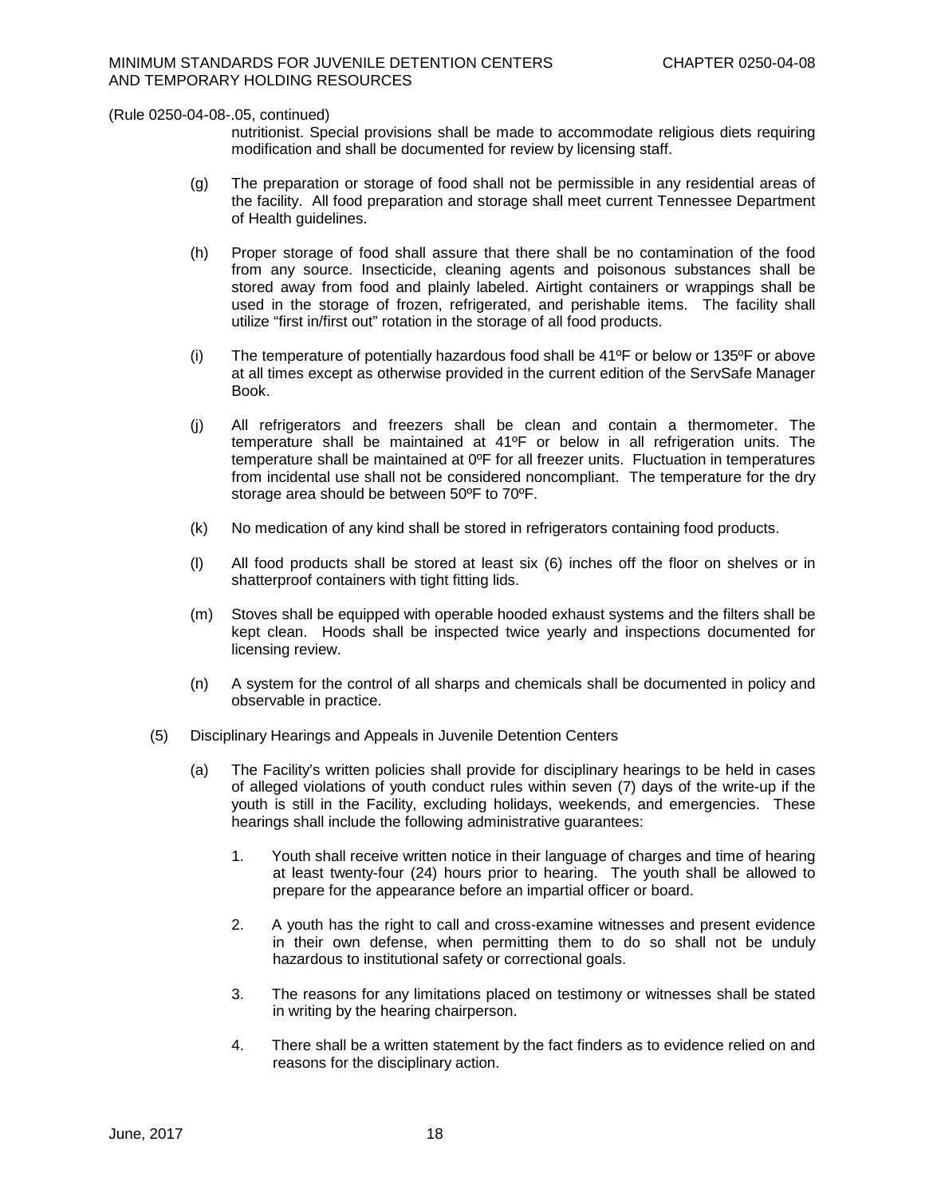(Rule 0250-04-08-.05, continued)

nutritionist. Special provisions shall be made to accommodate religious diets requiring modification and shall be documented for review by licensing staff.

(g) The preparation or storage of food shall not be permissible in any residential areas of the facility. All food preparation and storage shall meet current Tennessee Department of Health guidelines.

(h) Proper storage of food shall assure that there shall be no contamination of the food from any source. Insecticide, cleaning agents and poisonous substances shall be stored away from food and plainly labeled. Airtight containers or wrappings shall be used in the storage of frozen, refrigerated, and perishable items. The facility shall utilize "first in/first out" rotation in the storage of all food products.

(i) The temperature of potentially hazardous food shall be 41ºF or below or 135ºF or above at all times except as otherwise provided in the current edition of the ServSafe Manager Book.

(j) All refrigerators and freezers shall be clean and contain a thermometer. The temperature shall be maintained at 41ºF or below in all refrigeration units. The temperature shall be maintained at 0ºF for all freezer units. Fluctuation in temperatures from incidental use shall not be considered noncompliant. The temperature for the dry storage area should be between 50ºF to 70ºF.

(k) No medication of any kind shall be stored in refrigerators containing food products.

(l) All food products shall be stored at least six (6) inches off the floor on shelves or in shatterproof containers with tight fitting lids.

(m) Stoves shall be equipped with operable hooded exhaust systems and the filters shall be kept clean. Hoods shall be inspected twice yearly and inspections documented for licensing review.

(n) A system for the control of all sharps and chemicals shall be documented in policy and observable in practice.

(5) Disciplinary Hearings and Appeals in Juvenile Detention Centers

(a) The Facility's written policies shall provide for disciplinary hearings to be held in cases of alleged violations of youth conduct rules within seven (7) days of the write-up if the youth is still in the Facility, excluding holidays, weekends, and emergencies. These hearings shall include the following administrative guarantees:

1. Youth shall receive written notice in their language of charges and time of hearing at least twenty-four (24) hours prior to hearing. The youth shall be allowed to prepare for the appearance before an impartial officer or board.

2. A youth has the right to call and cross-examine witnesses and present evidence in their own defense, when permitting them to do so shall not be unduly hazardous to institutional safety or correctional goals.

3. The reasons for any limitations placed on testimony or witnesses shall be stated in writing by the hearing chairperson.

4. There shall be a written statement by the fact finders as to evidence relied on and reasons for the disciplinary action.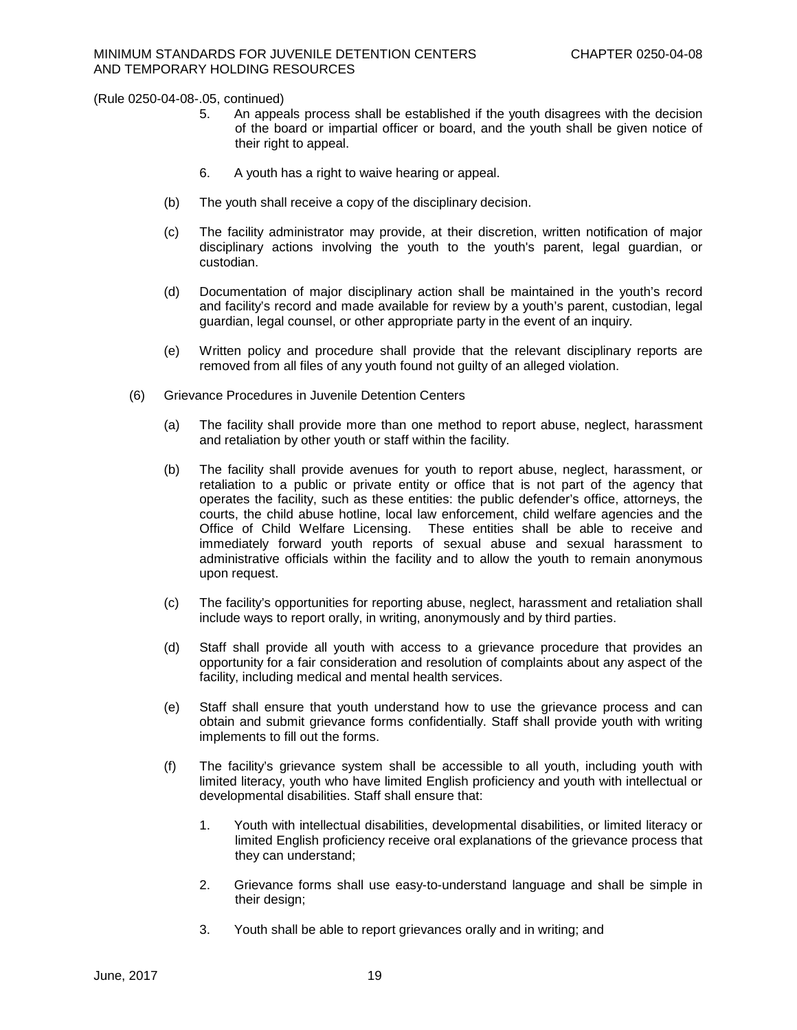(Rule 0250-04-08-.05, continued)

5. An appeals process shall be established if the youth disagrees with the decision of the board or impartial officer or board, and the youth shall be given notice of their right to appeal.

6. A youth has a right to waive hearing or appeal.

(b) The youth shall receive a copy of the disciplinary decision.

(c) The facility administrator may provide, at their discretion, written notification of major disciplinary actions involving the youth to the youth's parent, legal guardian, or custodian.

(d) Documentation of major disciplinary action shall be maintained in the youth's record and facility's record and made available for review by a youth's parent, custodian, legal guardian, legal counsel, or other appropriate party in the event of an inquiry.

(e) Written policy and procedure shall provide that the relevant disciplinary reports are removed from all files of any youth found not guilty of an alleged violation.

(6) Grievance Procedures in Juvenile Detention Centers

(a) The facility shall provide more than one method to report abuse, neglect, harassment and retaliation by other youth or staff within the facility.

(b) The facility shall provide avenues for youth to report abuse, neglect, harassment, or retaliation to a public or private entity or office that is not part of the agency that operates the facility, such as these entities: the public defender's office, attorneys, the courts, the child abuse hotline, local law enforcement, child welfare agencies and the Office of Child Welfare Licensing. These entities shall be able to receive and immediately forward youth reports of sexual abuse and sexual harassment to administrative officials within the facility and to allow the youth to remain anonymous upon request.

(c) The facility's opportunities for reporting abuse, neglect, harassment and retaliation shall include ways to report orally, in writing, anonymously and by third parties.

(d) Staff shall provide all youth with access to a grievance procedure that provides an opportunity for a fair consideration and resolution of complaints about any aspect of the facility, including medical and mental health services.

(e) Staff shall ensure that youth understand how to use the grievance process and can obtain and submit grievance forms confidentially. Staff shall provide youth with writing implements to fill out the forms.

(f) The facility's grievance system shall be accessible to all youth, including youth with limited literacy, youth who have limited English proficiency and youth with intellectual or developmental disabilities. Staff shall ensure that:

1. Youth with intellectual disabilities, developmental disabilities, or limited literacy or limited English proficiency receive oral explanations of the grievance process that they can understand;

2. Grievance forms shall use easy-to-understand language and shall be simple in their design;

3. Youth shall be able to report grievances orally and in writing; and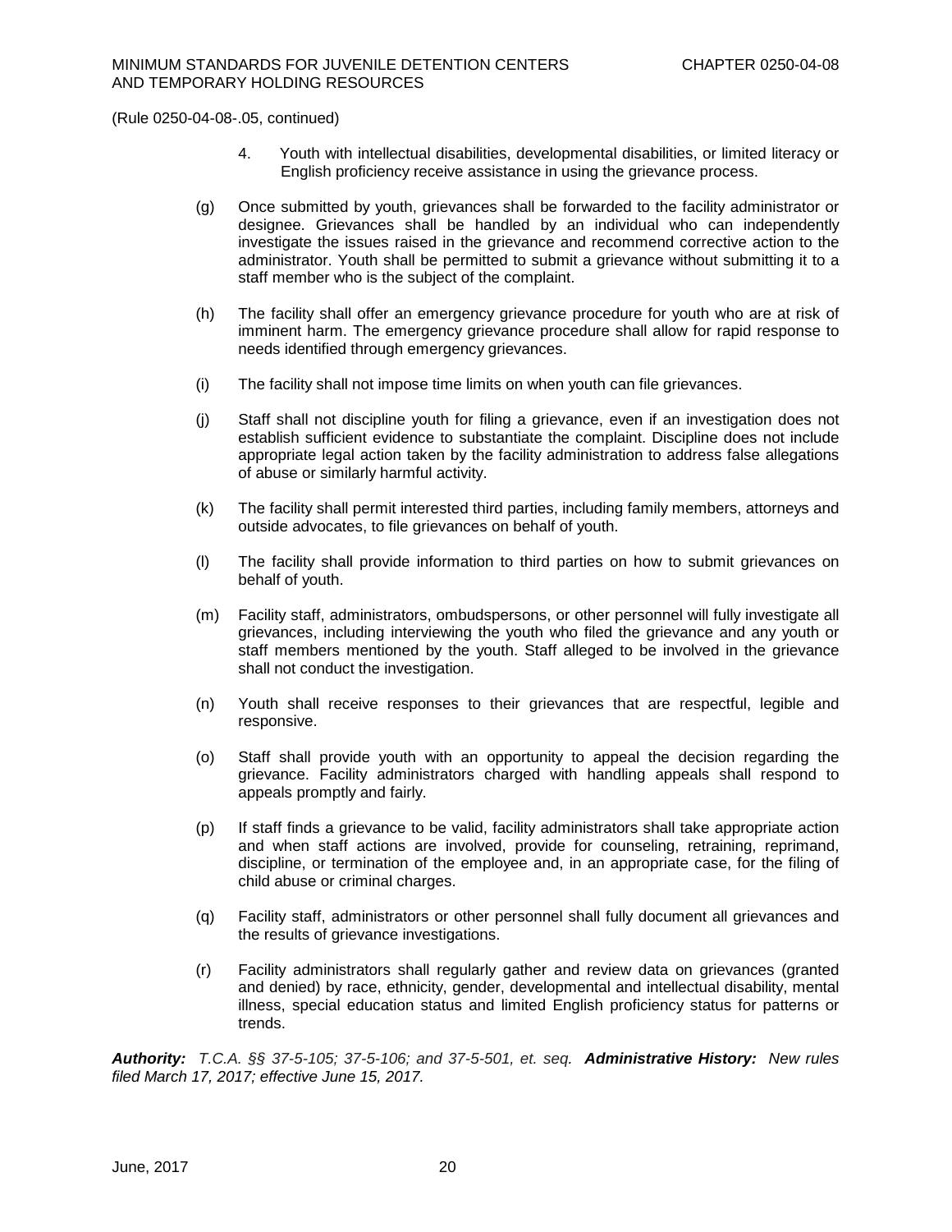(Rule 0250-04-08-.05, continued)

4. Youth with intellectual disabilities, developmental disabilities, or limited literacy or English proficiency receive assistance in using the grievance process.

(g) Once submitted by youth, grievances shall be forwarded to the facility administrator or designee. Grievances shall be handled by an individual who can independently investigate the issues raised in the grievance and recommend corrective action to the administrator. Youth shall be permitted to submit a grievance without submitting it to a staff member who is the subject of the complaint.

(h) The facility shall offer an emergency grievance procedure for youth who are at risk of imminent harm. The emergency grievance procedure shall allow for rapid response to needs identified through emergency grievances.

(i) The facility shall not impose time limits on when youth can file grievances.

(j) Staff shall not discipline youth for filing a grievance, even if an investigation does not establish sufficient evidence to substantiate the complaint. Discipline does not include appropriate legal action taken by the facility administration to address false allegations of abuse or similarly harmful activity.

(k) The facility shall permit interested third parties, including family members, attorneys and outside advocates, to file grievances on behalf of youth.

(l) The facility shall provide information to third parties on how to submit grievances on behalf of youth.

(m) Facility staff, administrators, ombudspersons, or other personnel will fully investigate all grievances, including interviewing the youth who filed the grievance and any youth or staff members mentioned by the youth. Staff alleged to be involved in the grievance shall not conduct the investigation.

(n) Youth shall receive responses to their grievances that are respectful, legible and responsive.

(o) Staff shall provide youth with an opportunity to appeal the decision regarding the grievance. Facility administrators charged with handling appeals shall respond to appeals promptly and fairly.

(p) If staff finds a grievance to be valid, facility administrators shall take appropriate action and when staff actions are involved, provide for counseling, retraining, reprimand, discipline, or termination of the employee and, in an appropriate case, for the filing of child abuse or criminal charges.

(q) Facility staff, administrators or other personnel shall fully document all grievances and the results of grievance investigations.

(r) Facility administrators shall regularly gather and review data on grievances (granted and denied) by race, ethnicity, gender, developmental and intellectual disability, mental illness, special education status and limited English proficiency status for patterns or trends.

***Authority:*** *T.C.A. §§ 37-5-105; 37-5-106; and 37-5-501, et. seq.* ***Administrative History:*** *New rules filed March 17, 2017; effective June 15, 2017.*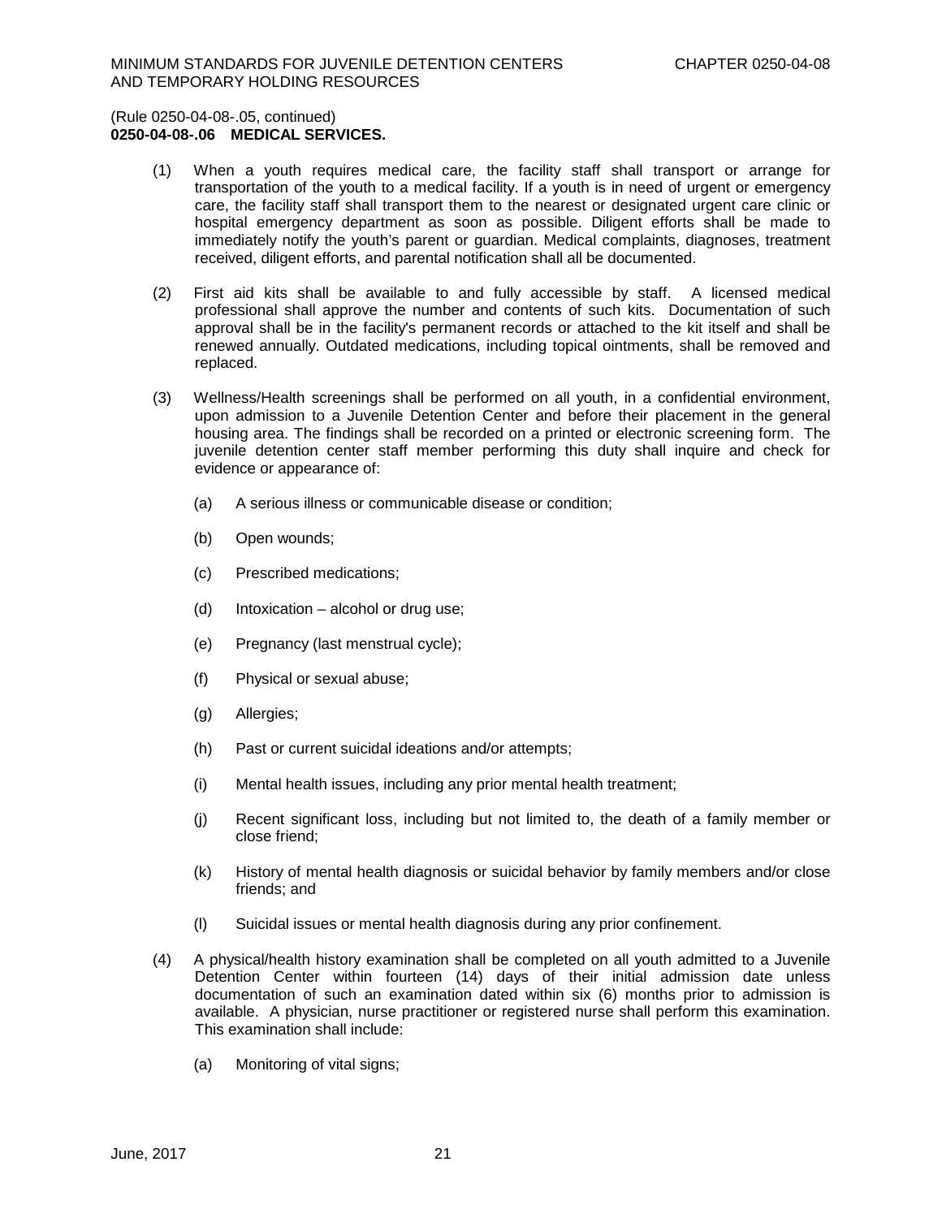(Rule 0250-04-08-.05, continued)

**0250-04-08-.06 MEDICAL SERVICES.**

(1) When a youth requires medical care, the facility staff shall transport or arrange for transportation of the youth to a medical facility. If a youth is in need of urgent or emergency care, the facility staff shall transport them to the nearest or designated urgent care clinic or hospital emergency department as soon as possible. Diligent efforts shall be made to immediately notify the youth's parent or guardian. Medical complaints, diagnoses, treatment received, diligent efforts, and parental notification shall all be documented.

(2) First aid kits shall be available to and fully accessible by staff. A licensed medical professional shall approve the number and contents of such kits. Documentation of such approval shall be in the facility's permanent records or attached to the kit itself and shall be renewed annually. Outdated medications, including topical ointments, shall be removed and replaced.

(3) Wellness/Health screenings shall be performed on all youth, in a confidential environment, upon admission to a Juvenile Detention Center and before their placement in the general housing area. The findings shall be recorded on a printed or electronic screening form. The juvenile detention center staff member performing this duty shall inquire and check for evidence or appearance of:

(a) A serious illness or communicable disease or condition;

(b) Open wounds;

(c) Prescribed medications;

(d) Intoxication – alcohol or drug use;

(e) Pregnancy (last menstrual cycle);

(f) Physical or sexual abuse;

(g) Allergies;

(h) Past or current suicidal ideations and/or attempts;

(i) Mental health issues, including any prior mental health treatment;

(j) Recent significant loss, including but not limited to, the death of a family member or close friend;

(k) History of mental health diagnosis or suicidal behavior by family members and/or close friends; and

(l) Suicidal issues or mental health diagnosis during any prior confinement.

(4) A physical/health history examination shall be completed on all youth admitted to a Juvenile Detention Center within fourteen (14) days of their initial admission date unless documentation of such an examination dated within six (6) months prior to admission is available. A physician, nurse practitioner or registered nurse shall perform this examination. This examination shall include:

(a) Monitoring of vital signs;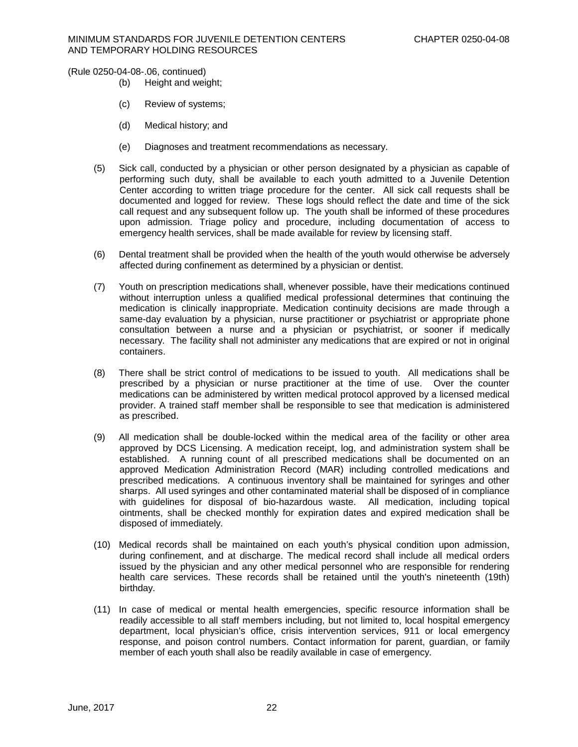(Rule 0250-04-08-.06, continued)

(b) Height and weight;

(c) Review of systems;

(d) Medical history; and

(e) Diagnoses and treatment recommendations as necessary.

(5) Sick call, conducted by a physician or other person designated by a physician as capable of performing such duty, shall be available to each youth admitted to a Juvenile Detention Center according to written triage procedure for the center. All sick call requests shall be documented and logged for review. These logs should reflect the date and time of the sick call request and any subsequent follow up. The youth shall be informed of these procedures upon admission. Triage policy and procedure, including documentation of access to emergency health services, shall be made available for review by licensing staff.

(6) Dental treatment shall be provided when the health of the youth would otherwise be adversely affected during confinement as determined by a physician or dentist.

(7) Youth on prescription medications shall, whenever possible, have their medications continued without interruption unless a qualified medical professional determines that continuing the medication is clinically inappropriate. Medication continuity decisions are made through a same-day evaluation by a physician, nurse practitioner or psychiatrist or appropriate phone consultation between a nurse and a physician or psychiatrist, or sooner if medically necessary. The facility shall not administer any medications that are expired or not in original containers.

(8) There shall be strict control of medications to be issued to youth. All medications shall be prescribed by a physician or nurse practitioner at the time of use. Over the counter medications can be administered by written medical protocol approved by a licensed medical provider. A trained staff member shall be responsible to see that medication is administered as prescribed.

(9) All medication shall be double-locked within the medical area of the facility or other area approved by DCS Licensing. A medication receipt, log, and administration system shall be established. A running count of all prescribed medications shall be documented on an approved Medication Administration Record (MAR) including controlled medications and prescribed medications. A continuous inventory shall be maintained for syringes and other sharps. All used syringes and other contaminated material shall be disposed of in compliance with guidelines for disposal of bio-hazardous waste. All medication, including topical ointments, shall be checked monthly for expiration dates and expired medication shall be disposed of immediately.

(10) Medical records shall be maintained on each youth's physical condition upon admission, during confinement, and at discharge. The medical record shall include all medical orders issued by the physician and any other medical personnel who are responsible for rendering health care services. These records shall be retained until the youth's nineteenth (19th) birthday.

(11) In case of medical or mental health emergencies, specific resource information shall be readily accessible to all staff members including, but not limited to, local hospital emergency department, local physician's office, crisis intervention services, 911 or local emergency response, and poison control numbers. Contact information for parent, guardian, or family member of each youth shall also be readily available in case of emergency.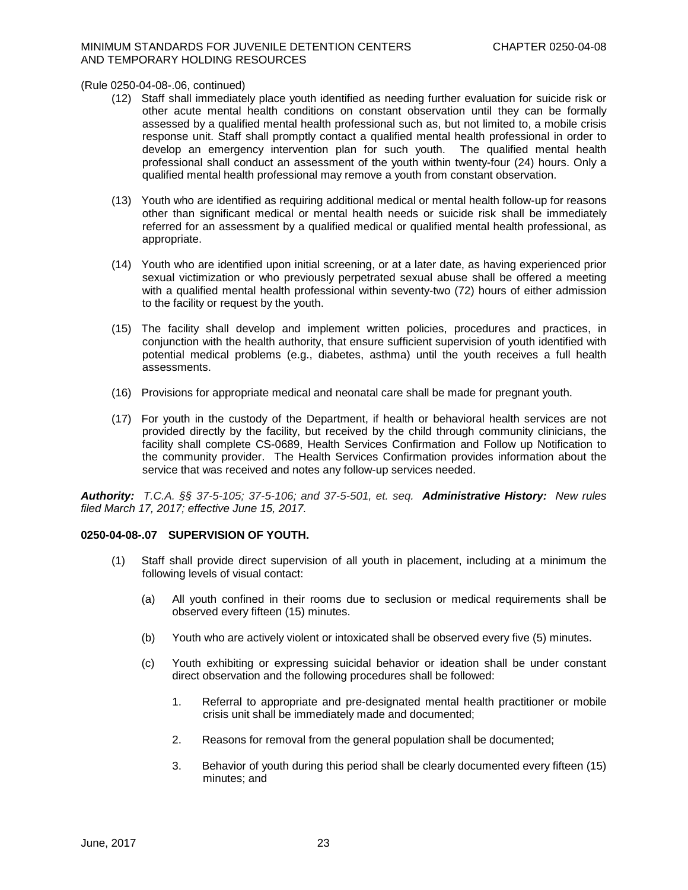(Rule 0250-04-08-.06, continued)

(12) Staff shall immediately place youth identified as needing further evaluation for suicide risk or other acute mental health conditions on constant observation until they can be formally assessed by a qualified mental health professional such as, but not limited to, a mobile crisis response unit. Staff shall promptly contact a qualified mental health professional in order to develop an emergency intervention plan for such youth. The qualified mental health professional shall conduct an assessment of the youth within twenty-four (24) hours. Only a qualified mental health professional may remove a youth from constant observation.

(13) Youth who are identified as requiring additional medical or mental health follow-up for reasons other than significant medical or mental health needs or suicide risk shall be immediately referred for an assessment by a qualified medical or qualified mental health professional, as appropriate.

(14) Youth who are identified upon initial screening, or at a later date, as having experienced prior sexual victimization or who previously perpetrated sexual abuse shall be offered a meeting with a qualified mental health professional within seventy-two (72) hours of either admission to the facility or request by the youth.

(15) The facility shall develop and implement written policies, procedures and practices, in conjunction with the health authority, that ensure sufficient supervision of youth identified with potential medical problems (e.g., diabetes, asthma) until the youth receives a full health assessments.

(16) Provisions for appropriate medical and neonatal care shall be made for pregnant youth.

(17) For youth in the custody of the Department, if health or behavioral health services are not provided directly by the facility, but received by the child through community clinicians, the facility shall complete CS-0689, Health Services Confirmation and Follow up Notification to the community provider. The Health Services Confirmation provides information about the service that was received and notes any follow-up services needed.

***Authority:*** *T.C.A. §§ 37-5-105; 37-5-106; and 37-5-501, et. seq.* ***Administrative History:*** *New rules filed March 17, 2017; effective June 15, 2017.*

**0250-04-08-.07 SUPERVISION OF YOUTH.**

(1) Staff shall provide direct supervision of all youth in placement, including at a minimum the following levels of visual contact:

(a) All youth confined in their rooms due to seclusion or medical requirements shall be observed every fifteen (15) minutes.

(b) Youth who are actively violent or intoxicated shall be observed every five (5) minutes.

(c) Youth exhibiting or expressing suicidal behavior or ideation shall be under constant direct observation and the following procedures shall be followed:

1. Referral to appropriate and pre-designated mental health practitioner or mobile crisis unit shall be immediately made and documented;

2. Reasons for removal from the general population shall be documented;

3. Behavior of youth during this period shall be clearly documented every fifteen (15) minutes; and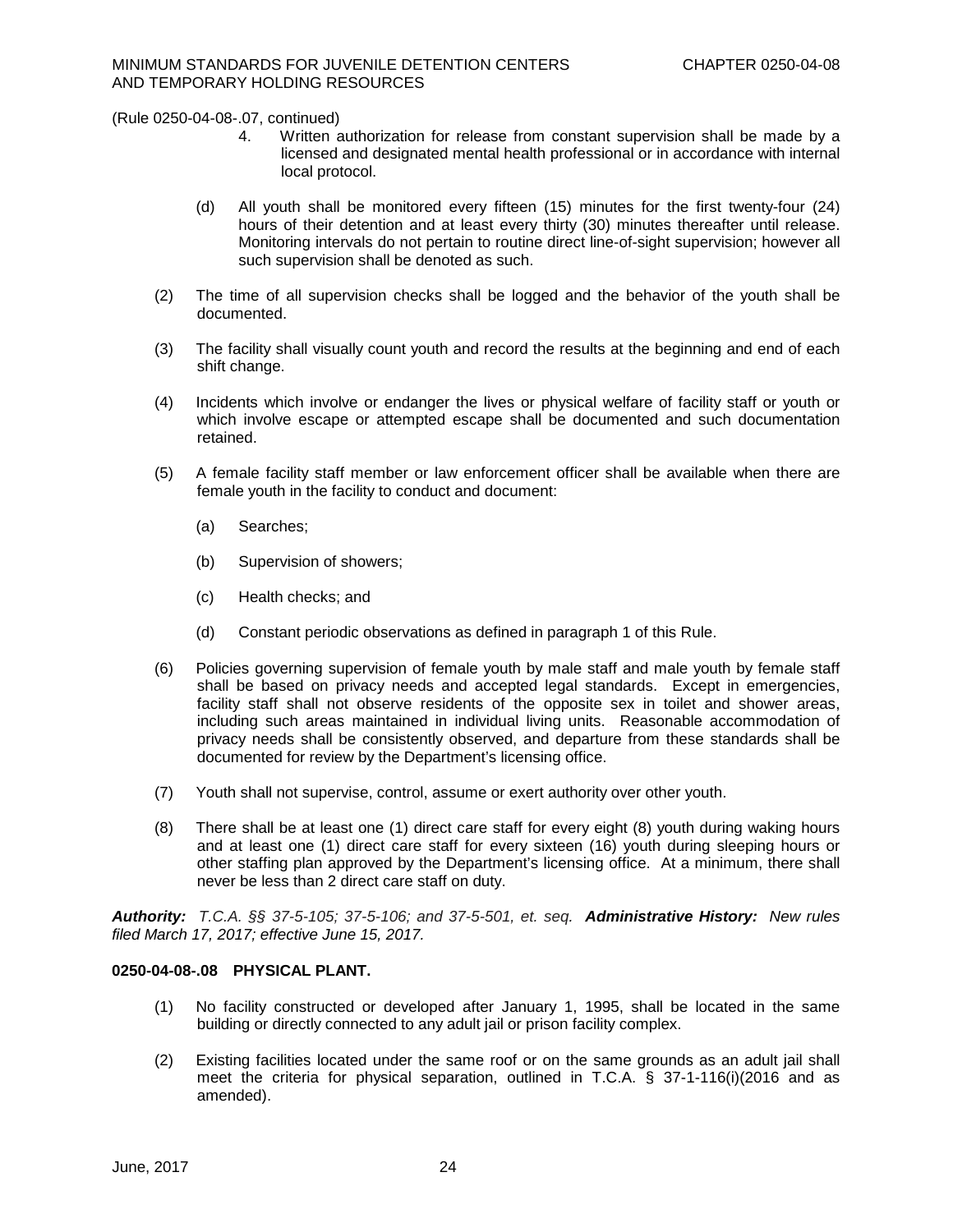(Rule 0250-04-08-.07, continued)

4. Written authorization for release from constant supervision shall be made by a licensed and designated mental health professional or in accordance with internal local protocol.

(d) All youth shall be monitored every fifteen (15) minutes for the first twenty-four (24) hours of their detention and at least every thirty (30) minutes thereafter until release. Monitoring intervals do not pertain to routine direct line-of-sight supervision; however all such supervision shall be denoted as such.

(2) The time of all supervision checks shall be logged and the behavior of the youth shall be documented.

(3) The facility shall visually count youth and record the results at the beginning and end of each shift change.

(4) Incidents which involve or endanger the lives or physical welfare of facility staff or youth or which involve escape or attempted escape shall be documented and such documentation retained.

(5) A female facility staff member or law enforcement officer shall be available when there are female youth in the facility to conduct and document:

(a) Searches;

(b) Supervision of showers;

(c) Health checks; and

(d) Constant periodic observations as defined in paragraph 1 of this Rule.

(6) Policies governing supervision of female youth by male staff and male youth by female staff shall be based on privacy needs and accepted legal standards. Except in emergencies, facility staff shall not observe residents of the opposite sex in toilet and shower areas, including such areas maintained in individual living units. Reasonable accommodation of privacy needs shall be consistently observed, and departure from these standards shall be documented for review by the Department's licensing office.

(7) Youth shall not supervise, control, assume or exert authority over other youth.

(8) There shall be at least one (1) direct care staff for every eight (8) youth during waking hours and at least one (1) direct care staff for every sixteen (16) youth during sleeping hours or other staffing plan approved by the Department's licensing office. At a minimum, there shall never be less than 2 direct care staff on duty.

***Authority:*** *T.C.A. §§ 37-5-105; 37-5-106; and 37-5-501, et. seq.* ***Administrative History:*** *New rules filed March 17, 2017; effective June 15, 2017.*

**0250-04-08-.08 PHYSICAL PLANT.**

(1) No facility constructed or developed after January 1, 1995, shall be located in the same building or directly connected to any adult jail or prison facility complex.

(2) Existing facilities located under the same roof or on the same grounds as an adult jail shall meet the criteria for physical separation, outlined in T.C.A. § 37-1-116(i)(2016 and as amended).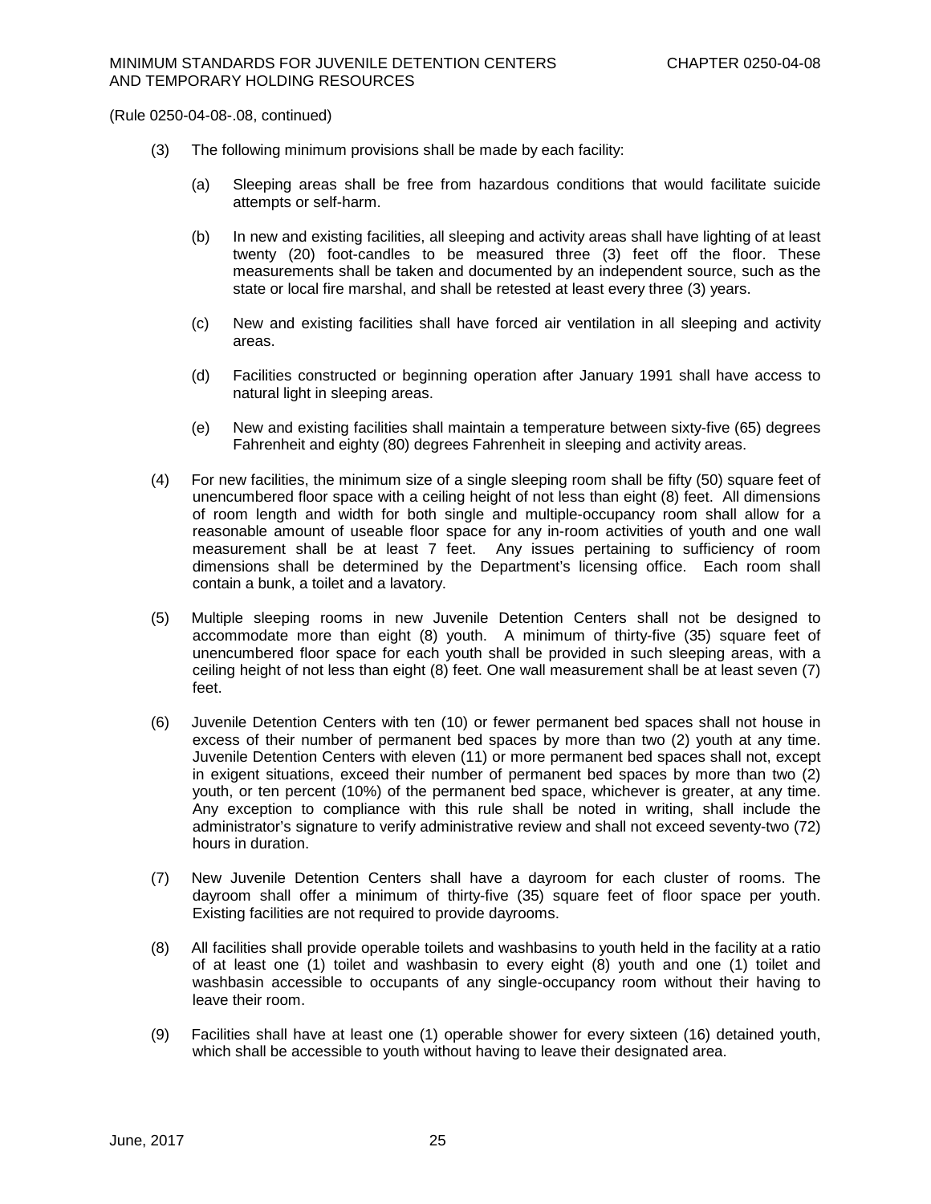(Rule 0250-04-08-.08, continued)

(3) The following minimum provisions shall be made by each facility:

(a) Sleeping areas shall be free from hazardous conditions that would facilitate suicide attempts or self-harm.

(b) In new and existing facilities, all sleeping and activity areas shall have lighting of at least twenty (20) foot-candles to be measured three (3) feet off the floor. These measurements shall be taken and documented by an independent source, such as the state or local fire marshal, and shall be retested at least every three (3) years.

(c) New and existing facilities shall have forced air ventilation in all sleeping and activity areas.

(d) Facilities constructed or beginning operation after January 1991 shall have access to natural light in sleeping areas.

(e) New and existing facilities shall maintain a temperature between sixty-five (65) degrees Fahrenheit and eighty (80) degrees Fahrenheit in sleeping and activity areas.

(4) For new facilities, the minimum size of a single sleeping room shall be fifty (50) square feet of unencumbered floor space with a ceiling height of not less than eight (8) feet. All dimensions of room length and width for both single and multiple-occupancy room shall allow for a reasonable amount of useable floor space for any in-room activities of youth and one wall measurement shall be at least 7 feet. Any issues pertaining to sufficiency of room dimensions shall be determined by the Department's licensing office. Each room shall contain a bunk, a toilet and a lavatory.

(5) Multiple sleeping rooms in new Juvenile Detention Centers shall not be designed to accommodate more than eight (8) youth. A minimum of thirty-five (35) square feet of unencumbered floor space for each youth shall be provided in such sleeping areas, with a ceiling height of not less than eight (8) feet. One wall measurement shall be at least seven (7) feet.

(6) Juvenile Detention Centers with ten (10) or fewer permanent bed spaces shall not house in excess of their number of permanent bed spaces by more than two (2) youth at any time. Juvenile Detention Centers with eleven (11) or more permanent bed spaces shall not, except in exigent situations, exceed their number of permanent bed spaces by more than two (2) youth, or ten percent (10%) of the permanent bed space, whichever is greater, at any time. Any exception to compliance with this rule shall be noted in writing, shall include the administrator's signature to verify administrative review and shall not exceed seventy-two (72) hours in duration.

(7) New Juvenile Detention Centers shall have a dayroom for each cluster of rooms. The dayroom shall offer a minimum of thirty-five (35) square feet of floor space per youth. Existing facilities are not required to provide dayrooms.

(8) All facilities shall provide operable toilets and washbasins to youth held in the facility at a ratio of at least one (1) toilet and washbasin to every eight (8) youth and one (1) toilet and washbasin accessible to occupants of any single-occupancy room without their having to leave their room.

(9) Facilities shall have at least one (1) operable shower for every sixteen (16) detained youth, which shall be accessible to youth without having to leave their designated area.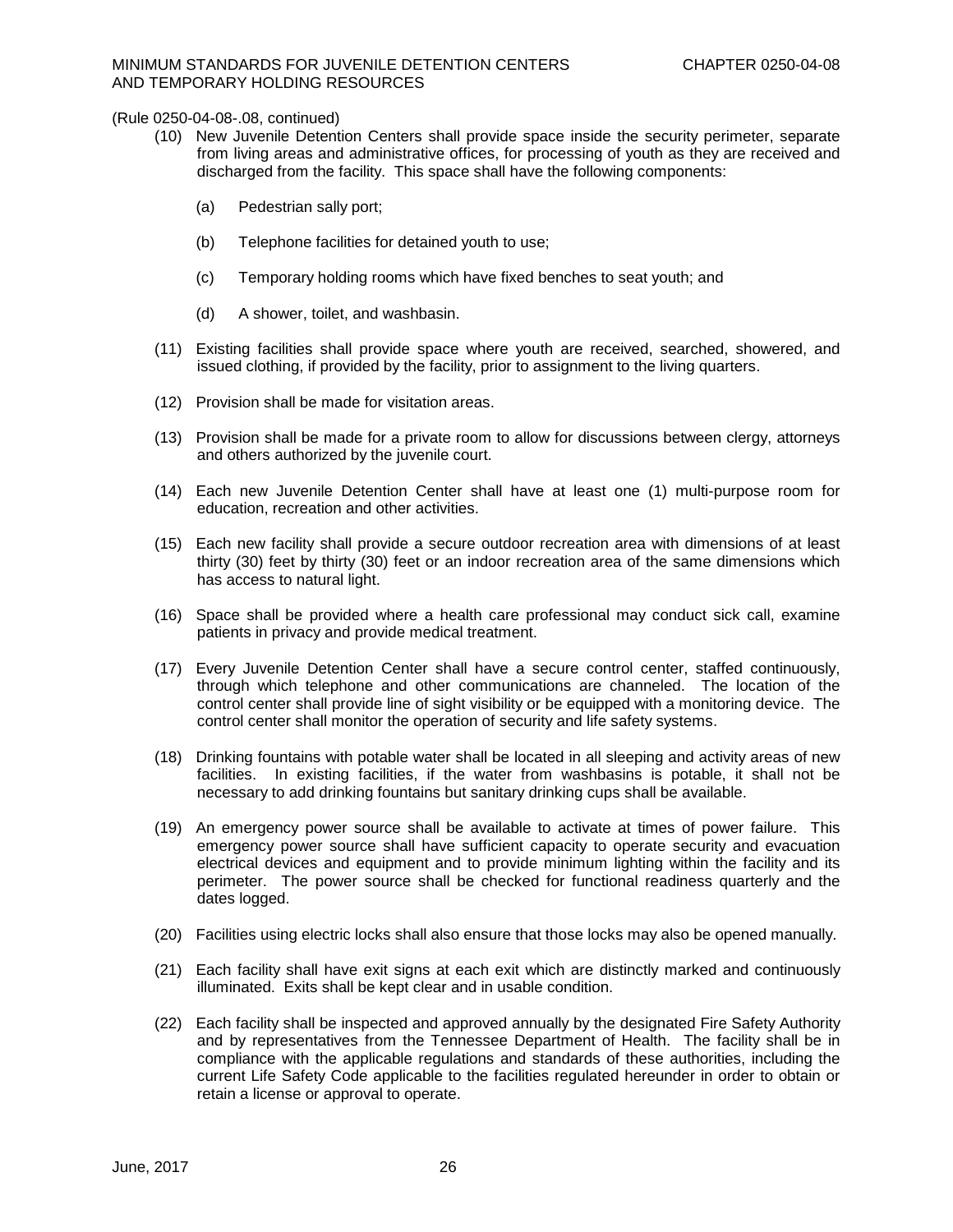(Rule 0250-04-08-.08, continued)

(10) New Juvenile Detention Centers shall provide space inside the security perimeter, separate from living areas and administrative offices, for processing of youth as they are received and discharged from the facility. This space shall have the following components:

  (a) Pedestrian sally port;

  (b) Telephone facilities for detained youth to use;

  (c) Temporary holding rooms which have fixed benches to seat youth; and

  (d) A shower, toilet, and washbasin.

(11) Existing facilities shall provide space where youth are received, searched, showered, and issued clothing, if provided by the facility, prior to assignment to the living quarters.

(12) Provision shall be made for visitation areas.

(13) Provision shall be made for a private room to allow for discussions between clergy, attorneys and others authorized by the juvenile court.

(14) Each new Juvenile Detention Center shall have at least one (1) multi-purpose room for education, recreation and other activities.

(15) Each new facility shall provide a secure outdoor recreation area with dimensions of at least thirty (30) feet by thirty (30) feet or an indoor recreation area of the same dimensions which has access to natural light.

(16) Space shall be provided where a health care professional may conduct sick call, examine patients in privacy and provide medical treatment.

(17) Every Juvenile Detention Center shall have a secure control center, staffed continuously, through which telephone and other communications are channeled. The location of the control center shall provide line of sight visibility or be equipped with a monitoring device. The control center shall monitor the operation of security and life safety systems.

(18) Drinking fountains with potable water shall be located in all sleeping and activity areas of new facilities. In existing facilities, if the water from washbasins is potable, it shall not be necessary to add drinking fountains but sanitary drinking cups shall be available.

(19) An emergency power source shall be available to activate at times of power failure. This emergency power source shall have sufficient capacity to operate security and evacuation electrical devices and equipment and to provide minimum lighting within the facility and its perimeter. The power source shall be checked for functional readiness quarterly and the dates logged.

(20) Facilities using electric locks shall also ensure that those locks may also be opened manually.

(21) Each facility shall have exit signs at each exit which are distinctly marked and continuously illuminated. Exits shall be kept clear and in usable condition.

(22) Each facility shall be inspected and approved annually by the designated Fire Safety Authority and by representatives from the Tennessee Department of Health. The facility shall be in compliance with the applicable regulations and standards of these authorities, including the current Life Safety Code applicable to the facilities regulated hereunder in order to obtain or retain a license or approval to operate.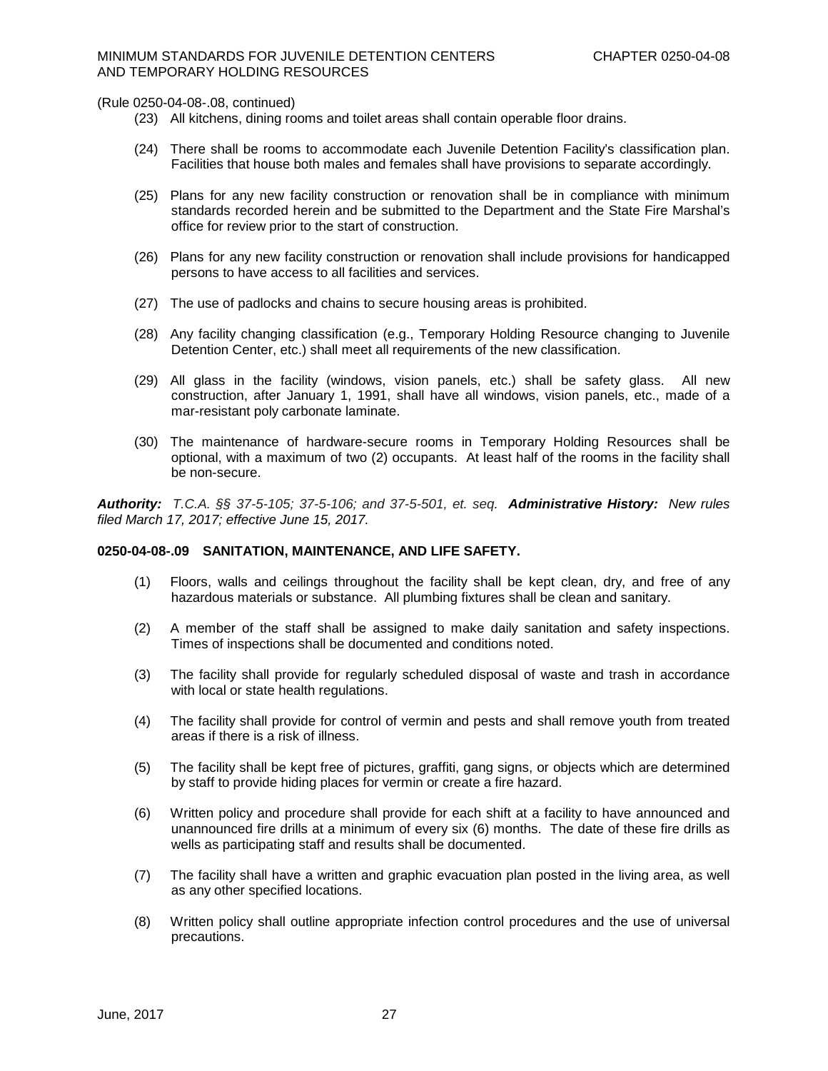(Rule 0250-04-08-.08, continued)

(23) All kitchens, dining rooms and toilet areas shall contain operable floor drains.

(24) There shall be rooms to accommodate each Juvenile Detention Facility's classification plan. Facilities that house both males and females shall have provisions to separate accordingly.

(25) Plans for any new facility construction or renovation shall be in compliance with minimum standards recorded herein and be submitted to the Department and the State Fire Marshal's office for review prior to the start of construction.

(26) Plans for any new facility construction or renovation shall include provisions for handicapped persons to have access to all facilities and services.

(27) The use of padlocks and chains to secure housing areas is prohibited.

(28) Any facility changing classification (e.g., Temporary Holding Resource changing to Juvenile Detention Center, etc.) shall meet all requirements of the new classification.

(29) All glass in the facility (windows, vision panels, etc.) shall be safety glass. All new construction, after January 1, 1991, shall have all windows, vision panels, etc., made of a mar-resistant poly carbonate laminate.

(30) The maintenance of hardware-secure rooms in Temporary Holding Resources shall be optional, with a maximum of two (2) occupants. At least half of the rooms in the facility shall be non-secure.

***Authority:*** *T.C.A. §§ 37-5-105; 37-5-106; and 37-5-501, et. seq.* ***Administrative History:*** *New rules filed March 17, 2017; effective June 15, 2017.*

**0250-04-08-.09 SANITATION, MAINTENANCE, AND LIFE SAFETY.**

(1) Floors, walls and ceilings throughout the facility shall be kept clean, dry, and free of any hazardous materials or substance. All plumbing fixtures shall be clean and sanitary.

(2) A member of the staff shall be assigned to make daily sanitation and safety inspections. Times of inspections shall be documented and conditions noted.

(3) The facility shall provide for regularly scheduled disposal of waste and trash in accordance with local or state health regulations.

(4) The facility shall provide for control of vermin and pests and shall remove youth from treated areas if there is a risk of illness.

(5) The facility shall be kept free of pictures, graffiti, gang signs, or objects which are determined by staff to provide hiding places for vermin or create a fire hazard.

(6) Written policy and procedure shall provide for each shift at a facility to have announced and unannounced fire drills at a minimum of every six (6) months. The date of these fire drills as wells as participating staff and results shall be documented.

(7) The facility shall have a written and graphic evacuation plan posted in the living area, as well as any other specified locations.

(8) Written policy shall outline appropriate infection control procedures and the use of universal precautions.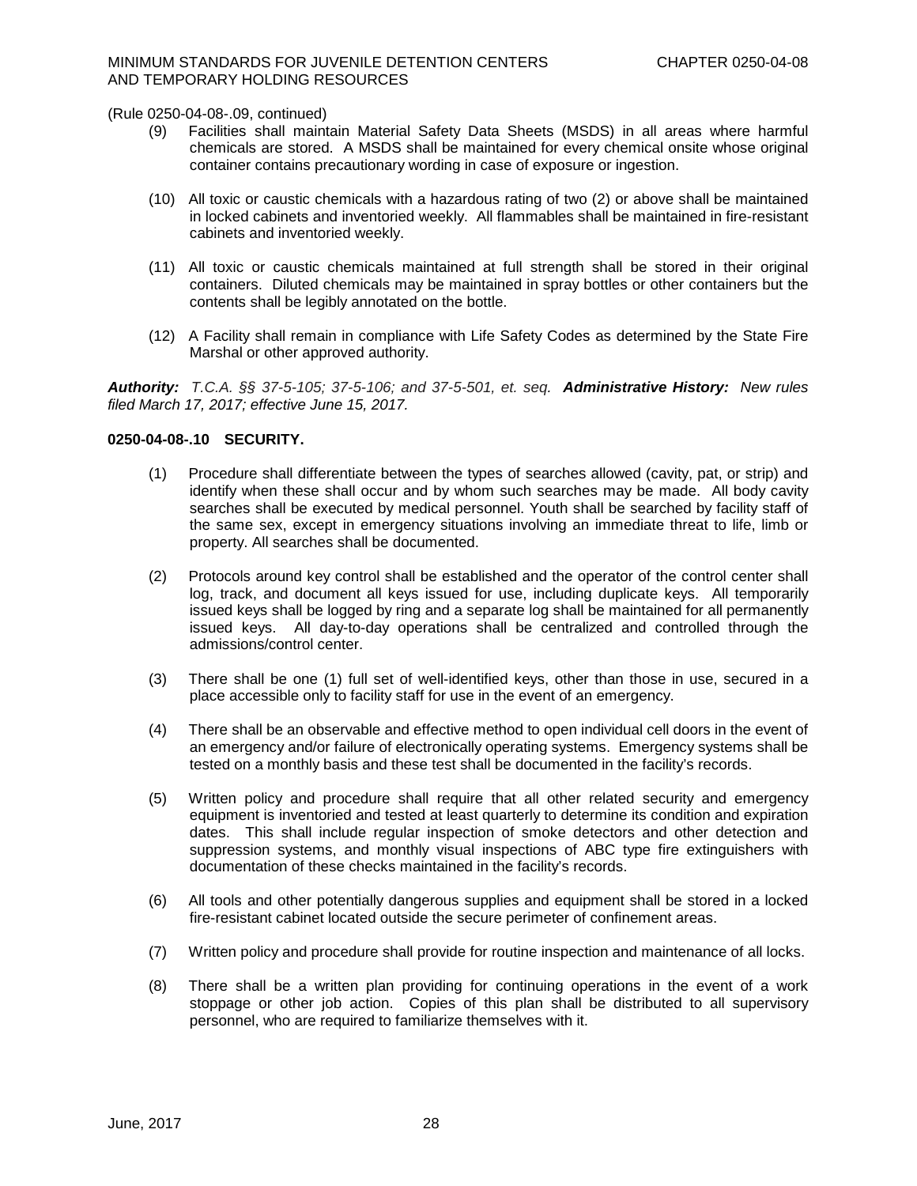(Rule 0250-04-08-.09, continued)

(9) Facilities shall maintain Material Safety Data Sheets (MSDS) in all areas where harmful chemicals are stored. A MSDS shall be maintained for every chemical onsite whose original container contains precautionary wording in case of exposure or ingestion.

(10) All toxic or caustic chemicals with a hazardous rating of two (2) or above shall be maintained in locked cabinets and inventoried weekly. All flammables shall be maintained in fire-resistant cabinets and inventoried weekly.

(11) All toxic or caustic chemicals maintained at full strength shall be stored in their original containers. Diluted chemicals may be maintained in spray bottles or other containers but the contents shall be legibly annotated on the bottle.

(12) A Facility shall remain in compliance with Life Safety Codes as determined by the State Fire Marshal or other approved authority.

***Authority:*** *T.C.A. §§ 37-5-105; 37-5-106; and 37-5-501, et. seq.* ***Administrative History:*** *New rules filed March 17, 2017; effective June 15, 2017.*

**0250-04-08-.10 SECURITY.**

(1) Procedure shall differentiate between the types of searches allowed (cavity, pat, or strip) and identify when these shall occur and by whom such searches may be made. All body cavity searches shall be executed by medical personnel. Youth shall be searched by facility staff of the same sex, except in emergency situations involving an immediate threat to life, limb or property. All searches shall be documented.

(2) Protocols around key control shall be established and the operator of the control center shall log, track, and document all keys issued for use, including duplicate keys. All temporarily issued keys shall be logged by ring and a separate log shall be maintained for all permanently issued keys. All day-to-day operations shall be centralized and controlled through the admissions/control center.

(3) There shall be one (1) full set of well-identified keys, other than those in use, secured in a place accessible only to facility staff for use in the event of an emergency.

(4) There shall be an observable and effective method to open individual cell doors in the event of an emergency and/or failure of electronically operating systems. Emergency systems shall be tested on a monthly basis and these test shall be documented in the facility's records.

(5) Written policy and procedure shall require that all other related security and emergency equipment is inventoried and tested at least quarterly to determine its condition and expiration dates. This shall include regular inspection of smoke detectors and other detection and suppression systems, and monthly visual inspections of ABC type fire extinguishers with documentation of these checks maintained in the facility's records.

(6) All tools and other potentially dangerous supplies and equipment shall be stored in a locked fire-resistant cabinet located outside the secure perimeter of confinement areas.

(7) Written policy and procedure shall provide for routine inspection and maintenance of all locks.

(8) There shall be a written plan providing for continuing operations in the event of a work stoppage or other job action. Copies of this plan shall be distributed to all supervisory personnel, who are required to familiarize themselves with it.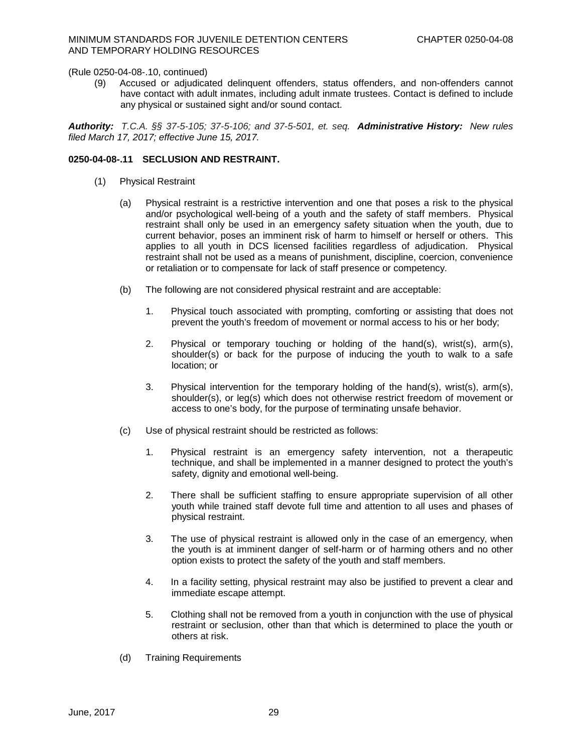(Rule 0250-04-08-.10, continued)

(9) Accused or adjudicated delinquent offenders, status offenders, and non-offenders cannot have contact with adult inmates, including adult inmate trustees. Contact is defined to include any physical or sustained sight and/or sound contact.

***Authority:*** *T.C.A. §§ 37-5-105; 37-5-106; and 37-5-501, et. seq.* ***Administrative History:*** *New rules filed March 17, 2017; effective June 15, 2017.*

**0250-04-08-.11 SECLUSION AND RESTRAINT.**

(1) Physical Restraint

(a) Physical restraint is a restrictive intervention and one that poses a risk to the physical and/or psychological well-being of a youth and the safety of staff members. Physical restraint shall only be used in an emergency safety situation when the youth, due to current behavior, poses an imminent risk of harm to himself or herself or others. This applies to all youth in DCS licensed facilities regardless of adjudication. Physical restraint shall not be used as a means of punishment, discipline, coercion, convenience or retaliation or to compensate for lack of staff presence or competency.

(b) The following are not considered physical restraint and are acceptable:

1. Physical touch associated with prompting, comforting or assisting that does not prevent the youth's freedom of movement or normal access to his or her body;

2. Physical or temporary touching or holding of the hand(s), wrist(s), arm(s), shoulder(s) or back for the purpose of inducing the youth to walk to a safe location; or

3. Physical intervention for the temporary holding of the hand(s), wrist(s), arm(s), shoulder(s), or leg(s) which does not otherwise restrict freedom of movement or access to one's body, for the purpose of terminating unsafe behavior.

(c) Use of physical restraint should be restricted as follows:

1. Physical restraint is an emergency safety intervention, not a therapeutic technique, and shall be implemented in a manner designed to protect the youth's safety, dignity and emotional well-being.

2. There shall be sufficient staffing to ensure appropriate supervision of all other youth while trained staff devote full time and attention to all uses and phases of physical restraint.

3. The use of physical restraint is allowed only in the case of an emergency, when the youth is at imminent danger of self-harm or of harming others and no other option exists to protect the safety of the youth and staff members.

4. In a facility setting, physical restraint may also be justified to prevent a clear and immediate escape attempt.

5. Clothing shall not be removed from a youth in conjunction with the use of physical restraint or seclusion, other than that which is determined to place the youth or others at risk.

(d) Training Requirements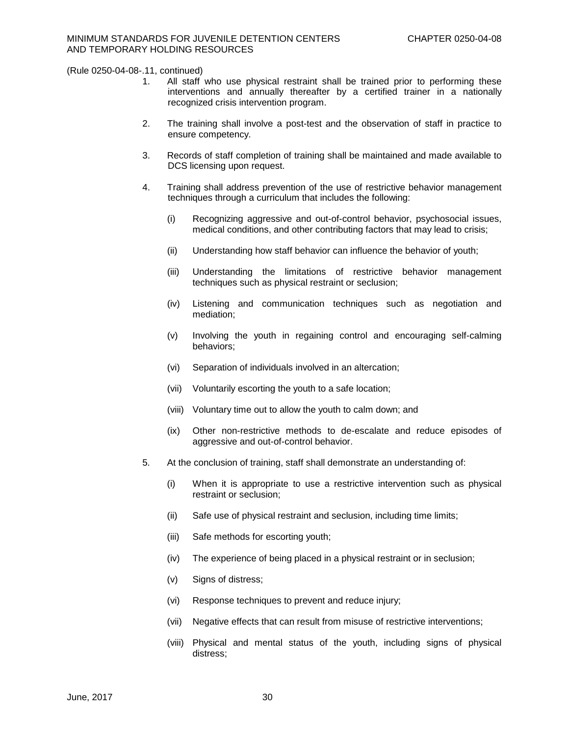(Rule 0250-04-08-.11, continued)

1. All staff who use physical restraint shall be trained prior to performing these interventions and annually thereafter by a certified trainer in a nationally recognized crisis intervention program.

2. The training shall involve a post-test and the observation of staff in practice to ensure competency.

3. Records of staff completion of training shall be maintained and made available to DCS licensing upon request.

4. Training shall address prevention of the use of restrictive behavior management techniques through a curriculum that includes the following:

   (i) Recognizing aggressive and out-of-control behavior, psychosocial issues, medical conditions, and other contributing factors that may lead to crisis;

   (ii) Understanding how staff behavior can influence the behavior of youth;

   (iii) Understanding the limitations of restrictive behavior management techniques such as physical restraint or seclusion;

   (iv) Listening and communication techniques such as negotiation and mediation;

   (v) Involving the youth in regaining control and encouraging self-calming behaviors;

   (vi) Separation of individuals involved in an altercation;

   (vii) Voluntarily escorting the youth to a safe location;

   (viii) Voluntary time out to allow the youth to calm down; and

   (ix) Other non-restrictive methods to de-escalate and reduce episodes of aggressive and out-of-control behavior.

5. At the conclusion of training, staff shall demonstrate an understanding of:

   (i) When it is appropriate to use a restrictive intervention such as physical restraint or seclusion;

   (ii) Safe use of physical restraint and seclusion, including time limits;

   (iii) Safe methods for escorting youth;

   (iv) The experience of being placed in a physical restraint or in seclusion;

   (v) Signs of distress;

   (vi) Response techniques to prevent and reduce injury;

   (vii) Negative effects that can result from misuse of restrictive interventions;

   (viii) Physical and mental status of the youth, including signs of physical distress;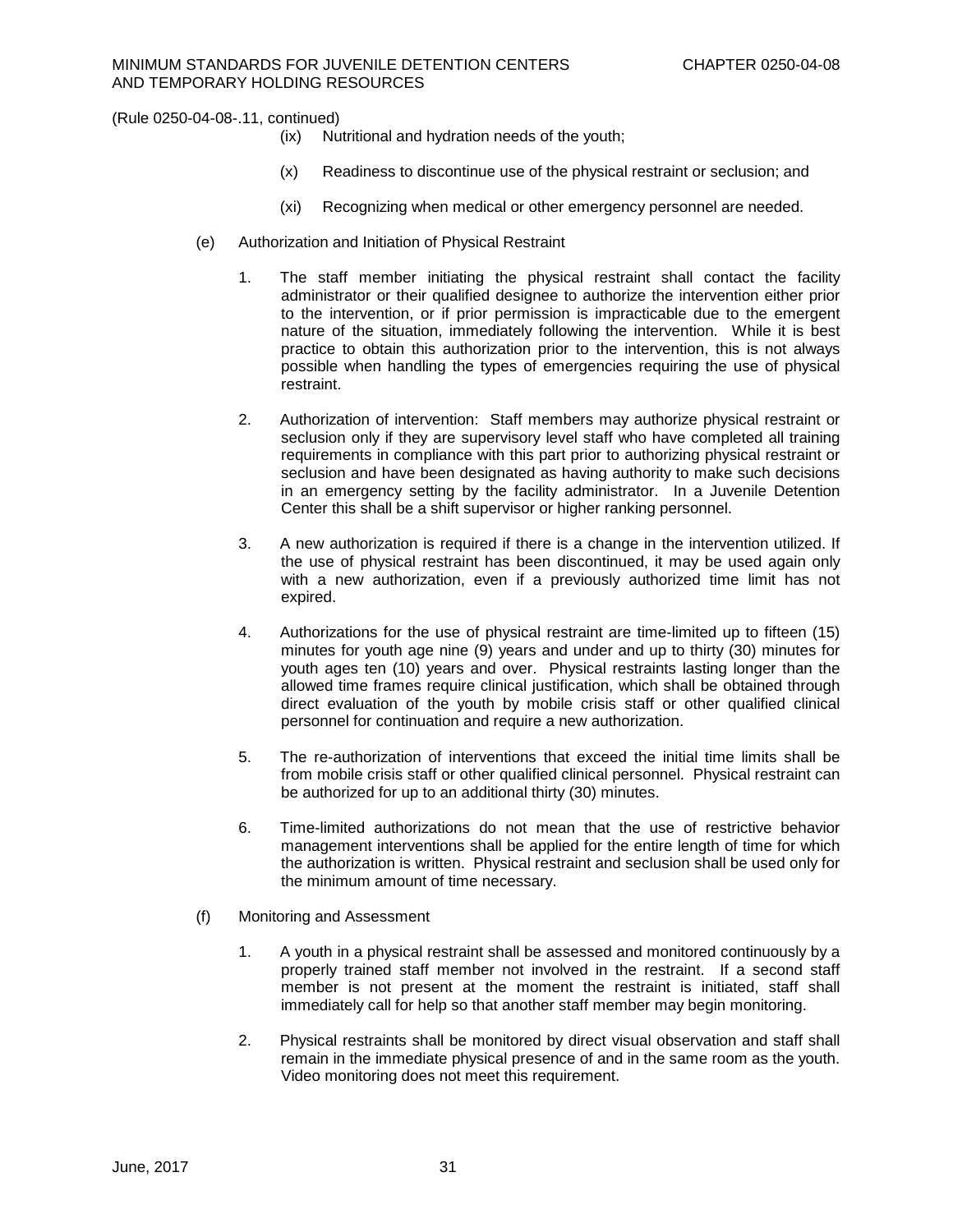(Rule 0250-04-08-.11, continued)

(ix) Nutritional and hydration needs of the youth;

(x) Readiness to discontinue use of the physical restraint or seclusion; and

(xi) Recognizing when medical or other emergency personnel are needed.

(e) Authorization and Initiation of Physical Restraint

1. The staff member initiating the physical restraint shall contact the facility administrator or their qualified designee to authorize the intervention either prior to the intervention, or if prior permission is impracticable due to the emergent nature of the situation, immediately following the intervention. While it is best practice to obtain this authorization prior to the intervention, this is not always possible when handling the types of emergencies requiring the use of physical restraint.

2. Authorization of intervention: Staff members may authorize physical restraint or seclusion only if they are supervisory level staff who have completed all training requirements in compliance with this part prior to authorizing physical restraint or seclusion and have been designated as having authority to make such decisions in an emergency setting by the facility administrator. In a Juvenile Detention Center this shall be a shift supervisor or higher ranking personnel.

3. A new authorization is required if there is a change in the intervention utilized. If the use of physical restraint has been discontinued, it may be used again only with a new authorization, even if a previously authorized time limit has not expired.

4. Authorizations for the use of physical restraint are time-limited up to fifteen (15) minutes for youth age nine (9) years and under and up to thirty (30) minutes for youth ages ten (10) years and over. Physical restraints lasting longer than the allowed time frames require clinical justification, which shall be obtained through direct evaluation of the youth by mobile crisis staff or other qualified clinical personnel for continuation and require a new authorization.

5. The re-authorization of interventions that exceed the initial time limits shall be from mobile crisis staff or other qualified clinical personnel. Physical restraint can be authorized for up to an additional thirty (30) minutes.

6. Time-limited authorizations do not mean that the use of restrictive behavior management interventions shall be applied for the entire length of time for which the authorization is written. Physical restraint and seclusion shall be used only for the minimum amount of time necessary.

(f) Monitoring and Assessment

1. A youth in a physical restraint shall be assessed and monitored continuously by a properly trained staff member not involved in the restraint. If a second staff member is not present at the moment the restraint is initiated, staff shall immediately call for help so that another staff member may begin monitoring.

2. Physical restraints shall be monitored by direct visual observation and staff shall remain in the immediate physical presence of and in the same room as the youth. Video monitoring does not meet this requirement.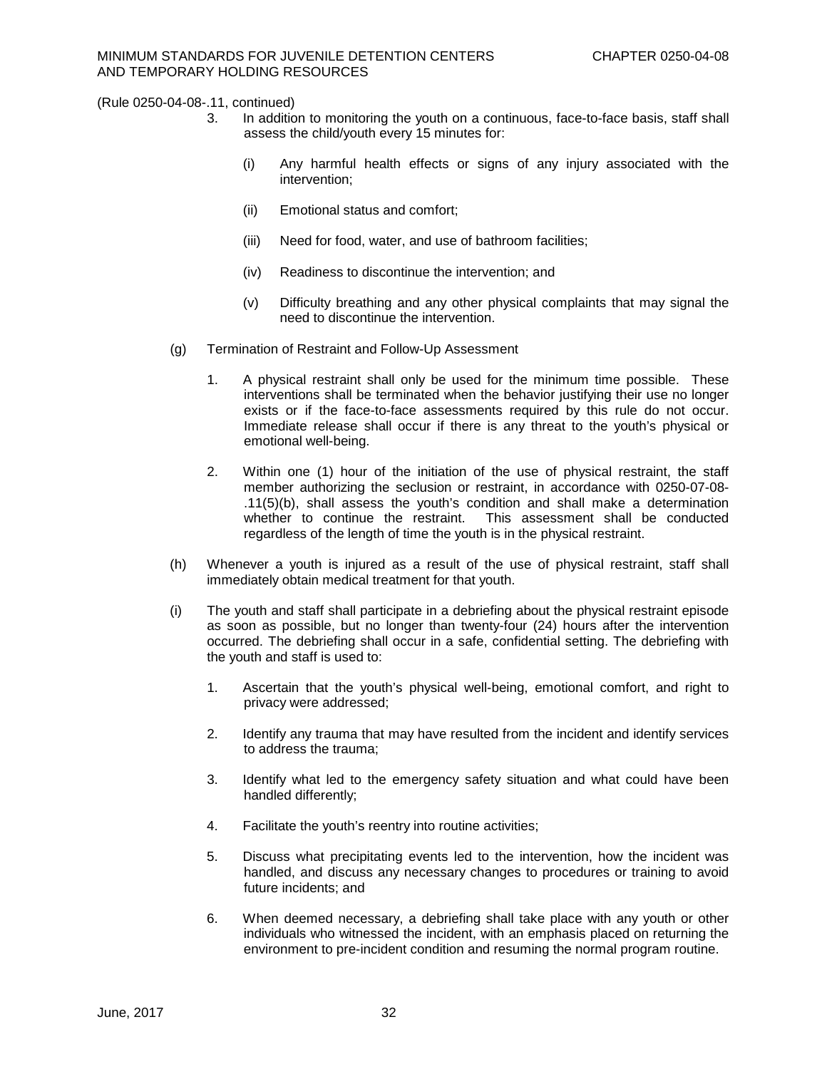(Rule 0250-04-08-.11, continued)

3. In addition to monitoring the youth on a continuous, face-to-face basis, staff shall assess the child/youth every 15 minutes for:

   (i) Any harmful health effects or signs of any injury associated with the intervention;

   (ii) Emotional status and comfort;

   (iii) Need for food, water, and use of bathroom facilities;

   (iv) Readiness to discontinue the intervention; and

   (v) Difficulty breathing and any other physical complaints that may signal the need to discontinue the intervention.

(g) Termination of Restraint and Follow-Up Assessment

1. A physical restraint shall only be used for the minimum time possible. These interventions shall be terminated when the behavior justifying their use no longer exists or if the face-to-face assessments required by this rule do not occur. Immediate release shall occur if there is any threat to the youth's physical or emotional well-being.

2. Within one (1) hour of the initiation of the use of physical restraint, the staff member authorizing the seclusion or restraint, in accordance with 0250-07-08-.11(5)(b), shall assess the youth's condition and shall make a determination whether to continue the restraint. This assessment shall be conducted regardless of the length of time the youth is in the physical restraint.

(h) Whenever a youth is injured as a result of the use of physical restraint, staff shall immediately obtain medical treatment for that youth.

(i) The youth and staff shall participate in a debriefing about the physical restraint episode as soon as possible, but no longer than twenty-four (24) hours after the intervention occurred. The debriefing shall occur in a safe, confidential setting. The debriefing with the youth and staff is used to:

1. Ascertain that the youth's physical well-being, emotional comfort, and right to privacy were addressed;

2. Identify any trauma that may have resulted from the incident and identify services to address the trauma;

3. Identify what led to the emergency safety situation and what could have been handled differently;

4. Facilitate the youth's reentry into routine activities;

5. Discuss what precipitating events led to the intervention, how the incident was handled, and discuss any necessary changes to procedures or training to avoid future incidents; and

6. When deemed necessary, a debriefing shall take place with any youth or other individuals who witnessed the incident, with an emphasis placed on returning the environment to pre-incident condition and resuming the normal program routine.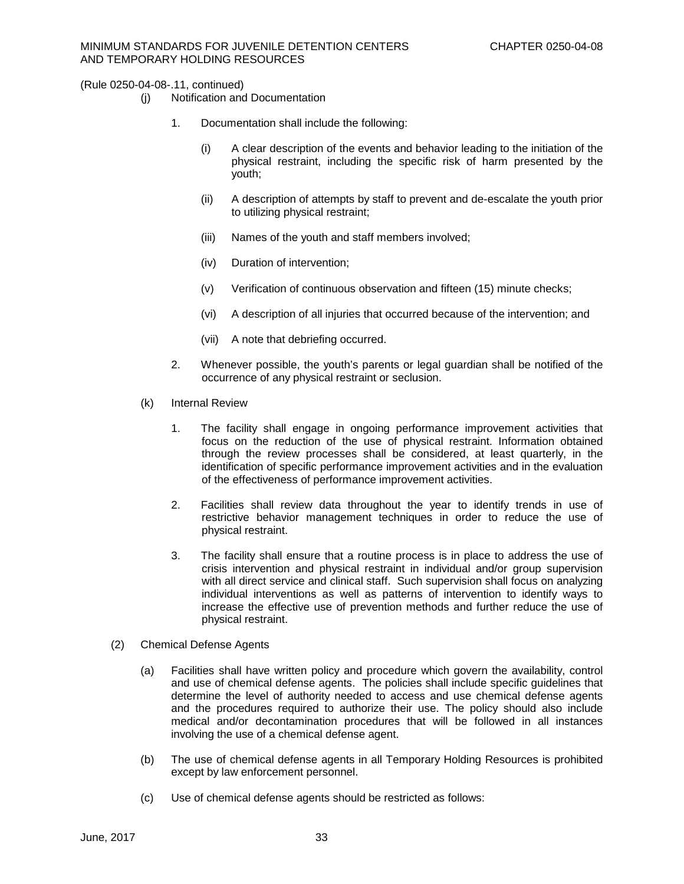(Rule 0250-04-08-.11, continued)

(j) Notification and Documentation

1. Documentation shall include the following:

   (i) A clear description of the events and behavior leading to the initiation of the physical restraint, including the specific risk of harm presented by the youth;

   (ii) A description of attempts by staff to prevent and de-escalate the youth prior to utilizing physical restraint;

   (iii) Names of the youth and staff members involved;

   (iv) Duration of intervention;

   (v) Verification of continuous observation and fifteen (15) minute checks;

   (vi) A description of all injuries that occurred because of the intervention; and

   (vii) A note that debriefing occurred.

2. Whenever possible, the youth's parents or legal guardian shall be notified of the occurrence of any physical restraint or seclusion.

(k) Internal Review

1. The facility shall engage in ongoing performance improvement activities that focus on the reduction of the use of physical restraint. Information obtained through the review processes shall be considered, at least quarterly, in the identification of specific performance improvement activities and in the evaluation of the effectiveness of performance improvement activities.

2. Facilities shall review data throughout the year to identify trends in use of restrictive behavior management techniques in order to reduce the use of physical restraint.

3. The facility shall ensure that a routine process is in place to address the use of crisis intervention and physical restraint in individual and/or group supervision with all direct service and clinical staff. Such supervision shall focus on analyzing individual interventions as well as patterns of intervention to identify ways to increase the effective use of prevention methods and further reduce the use of physical restraint.

(2) Chemical Defense Agents

(a) Facilities shall have written policy and procedure which govern the availability, control and use of chemical defense agents. The policies shall include specific guidelines that determine the level of authority needed to access and use chemical defense agents and the procedures required to authorize their use. The policy should also include medical and/or decontamination procedures that will be followed in all instances involving the use of a chemical defense agent.

(b) The use of chemical defense agents in all Temporary Holding Resources is prohibited except by law enforcement personnel.

(c) Use of chemical defense agents should be restricted as follows: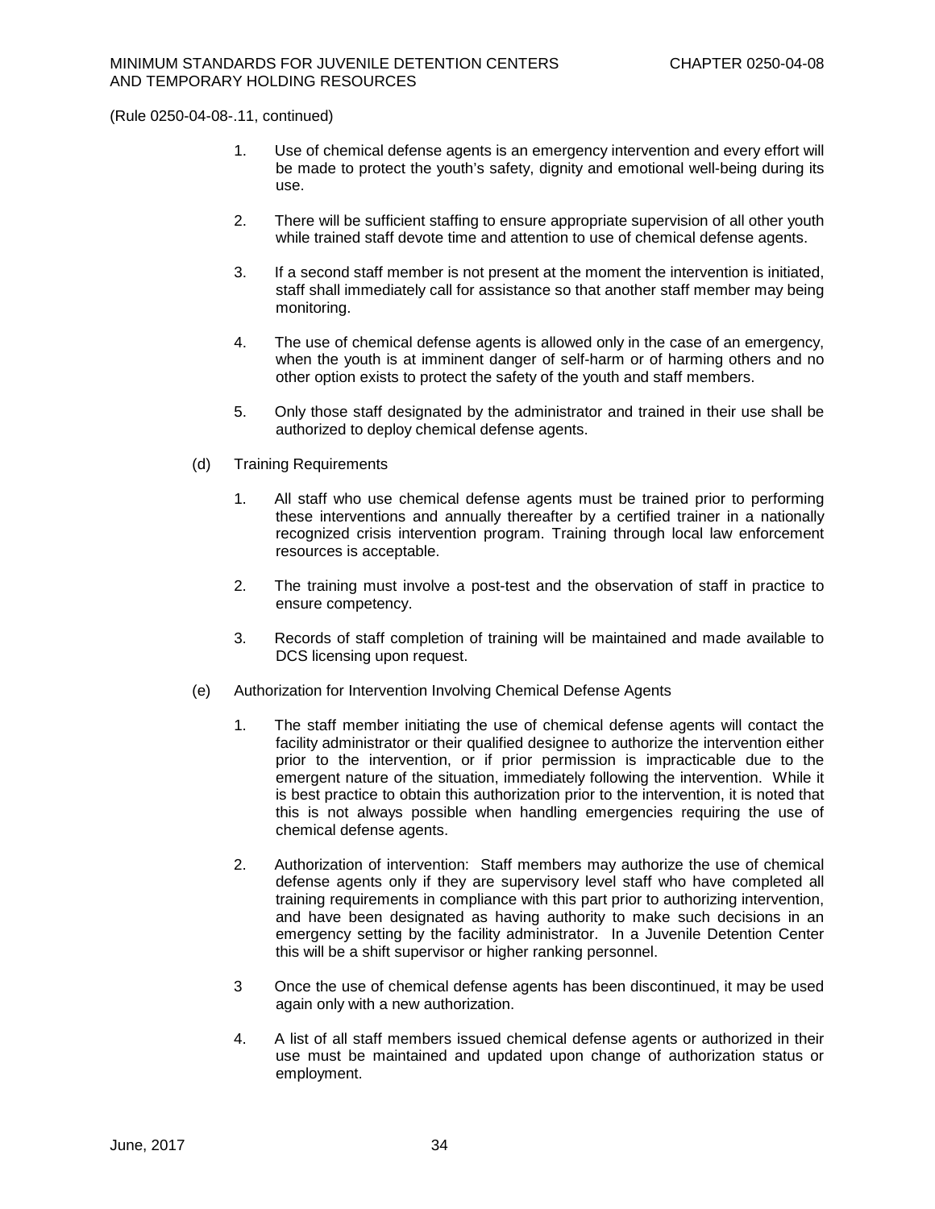(Rule 0250-04-08-.11, continued)

1. Use of chemical defense agents is an emergency intervention and every effort will be made to protect the youth's safety, dignity and emotional well-being during its use.

2. There will be sufficient staffing to ensure appropriate supervision of all other youth while trained staff devote time and attention to use of chemical defense agents.

3. If a second staff member is not present at the moment the intervention is initiated, staff shall immediately call for assistance so that another staff member may being monitoring.

4. The use of chemical defense agents is allowed only in the case of an emergency, when the youth is at imminent danger of self-harm or of harming others and no other option exists to protect the safety of the youth and staff members.

5. Only those staff designated by the administrator and trained in their use shall be authorized to deploy chemical defense agents.

(d) Training Requirements

1. All staff who use chemical defense agents must be trained prior to performing these interventions and annually thereafter by a certified trainer in a nationally recognized crisis intervention program. Training through local law enforcement resources is acceptable.

2. The training must involve a post-test and the observation of staff in practice to ensure competency.

3. Records of staff completion of training will be maintained and made available to DCS licensing upon request.

(e) Authorization for Intervention Involving Chemical Defense Agents

1. The staff member initiating the use of chemical defense agents will contact the facility administrator or their qualified designee to authorize the intervention either prior to the intervention, or if prior permission is impracticable due to the emergent nature of the situation, immediately following the intervention. While it is best practice to obtain this authorization prior to the intervention, it is noted that this is not always possible when handling emergencies requiring the use of chemical defense agents.

2. Authorization of intervention: Staff members may authorize the use of chemical defense agents only if they are supervisory level staff who have completed all training requirements in compliance with this part prior to authorizing intervention, and have been designated as having authority to make such decisions in an emergency setting by the facility administrator. In a Juvenile Detention Center this will be a shift supervisor or higher ranking personnel.

3 Once the use of chemical defense agents has been discontinued, it may be used again only with a new authorization.

4. A list of all staff members issued chemical defense agents or authorized in their use must be maintained and updated upon change of authorization status or employment.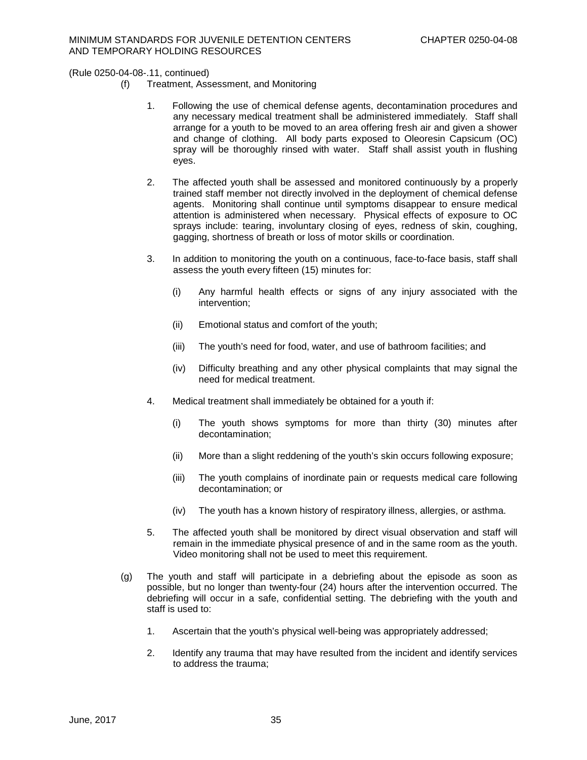(Rule 0250-04-08-.11, continued)

(f) Treatment, Assessment, and Monitoring

1. Following the use of chemical defense agents, decontamination procedures and any necessary medical treatment shall be administered immediately. Staff shall arrange for a youth to be moved to an area offering fresh air and given a shower and change of clothing. All body parts exposed to Oleoresin Capsicum (OC) spray will be thoroughly rinsed with water. Staff shall assist youth in flushing eyes.

2. The affected youth shall be assessed and monitored continuously by a properly trained staff member not directly involved in the deployment of chemical defense agents. Monitoring shall continue until symptoms disappear to ensure medical attention is administered when necessary. Physical effects of exposure to OC sprays include: tearing, involuntary closing of eyes, redness of skin, coughing, gagging, shortness of breath or loss of motor skills or coordination.

3. In addition to monitoring the youth on a continuous, face-to-face basis, staff shall assess the youth every fifteen (15) minutes for:

   (i) Any harmful health effects or signs of any injury associated with the intervention;

   (ii) Emotional status and comfort of the youth;

   (iii) The youth's need for food, water, and use of bathroom facilities; and

   (iv) Difficulty breathing and any other physical complaints that may signal the need for medical treatment.

4. Medical treatment shall immediately be obtained for a youth if:

   (i) The youth shows symptoms for more than thirty (30) minutes after decontamination;

   (ii) More than a slight reddening of the youth's skin occurs following exposure;

   (iii) The youth complains of inordinate pain or requests medical care following decontamination; or

   (iv) The youth has a known history of respiratory illness, allergies, or asthma.

5. The affected youth shall be monitored by direct visual observation and staff will remain in the immediate physical presence of and in the same room as the youth. Video monitoring shall not be used to meet this requirement.

(g) The youth and staff will participate in a debriefing about the episode as soon as possible, but no longer than twenty-four (24) hours after the intervention occurred. The debriefing will occur in a safe, confidential setting. The debriefing with the youth and staff is used to:

1. Ascertain that the youth's physical well-being was appropriately addressed;

2. Identify any trauma that may have resulted from the incident and identify services to address the trauma;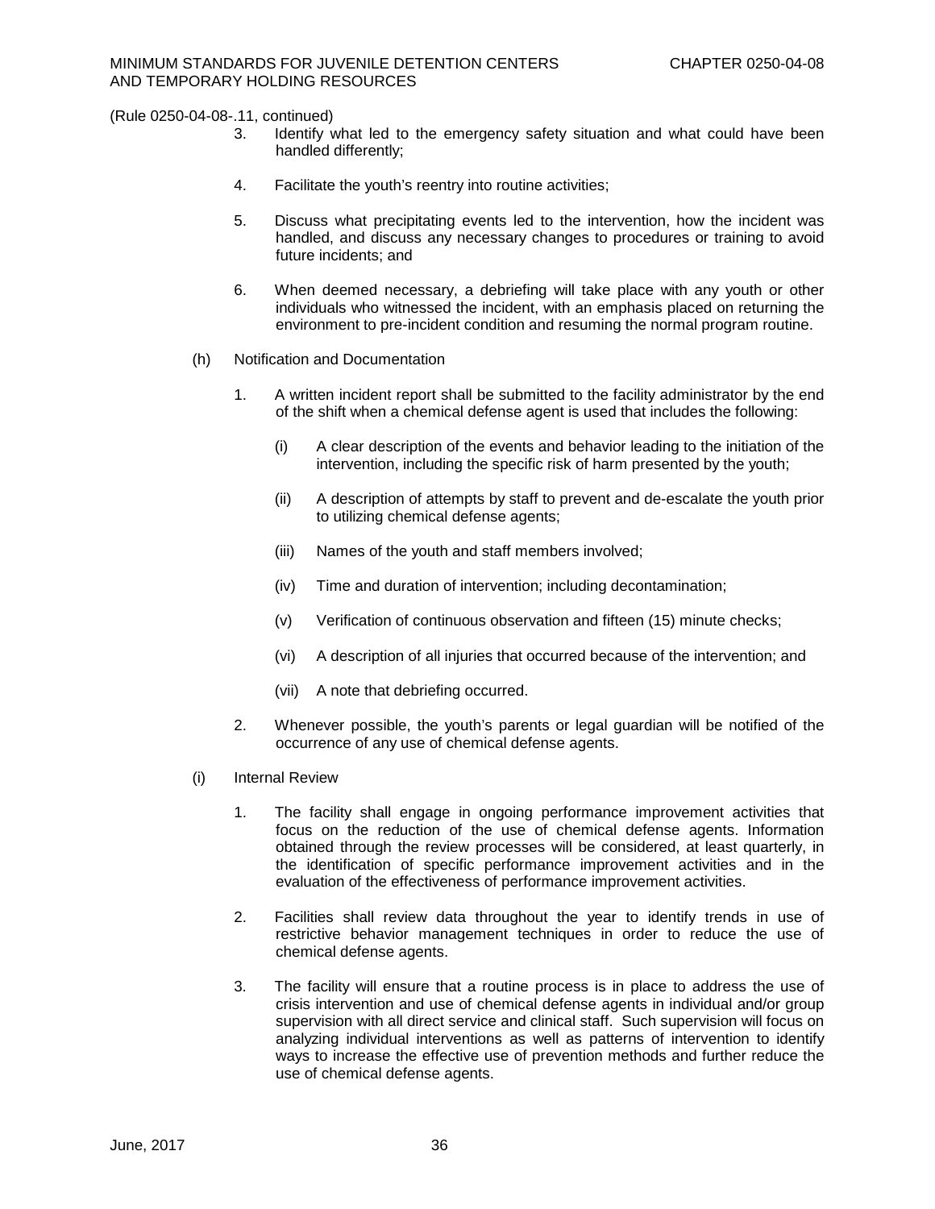(Rule 0250-04-08-.11, continued)

3. Identify what led to the emergency safety situation and what could have been handled differently;

4. Facilitate the youth's reentry into routine activities;

5. Discuss what precipitating events led to the intervention, how the incident was handled, and discuss any necessary changes to procedures or training to avoid future incidents; and

6. When deemed necessary, a debriefing will take place with any youth or other individuals who witnessed the incident, with an emphasis placed on returning the environment to pre-incident condition and resuming the normal program routine.

(h) Notification and Documentation

1. A written incident report shall be submitted to the facility administrator by the end of the shift when a chemical defense agent is used that includes the following:

   (i) A clear description of the events and behavior leading to the initiation of the intervention, including the specific risk of harm presented by the youth;

   (ii) A description of attempts by staff to prevent and de-escalate the youth prior to utilizing chemical defense agents;

   (iii) Names of the youth and staff members involved;

   (iv) Time and duration of intervention; including decontamination;

   (v) Verification of continuous observation and fifteen (15) minute checks;

   (vi) A description of all injuries that occurred because of the intervention; and

   (vii) A note that debriefing occurred.

2. Whenever possible, the youth's parents or legal guardian will be notified of the occurrence of any use of chemical defense agents.

(i) Internal Review

1. The facility shall engage in ongoing performance improvement activities that focus on the reduction of the use of chemical defense agents. Information obtained through the review processes will be considered, at least quarterly, in the identification of specific performance improvement activities and in the evaluation of the effectiveness of performance improvement activities.

2. Facilities shall review data throughout the year to identify trends in use of restrictive behavior management techniques in order to reduce the use of chemical defense agents.

3. The facility will ensure that a routine process is in place to address the use of crisis intervention and use of chemical defense agents in individual and/or group supervision with all direct service and clinical staff. Such supervision will focus on analyzing individual interventions as well as patterns of intervention to identify ways to increase the effective use of prevention methods and further reduce the use of chemical defense agents.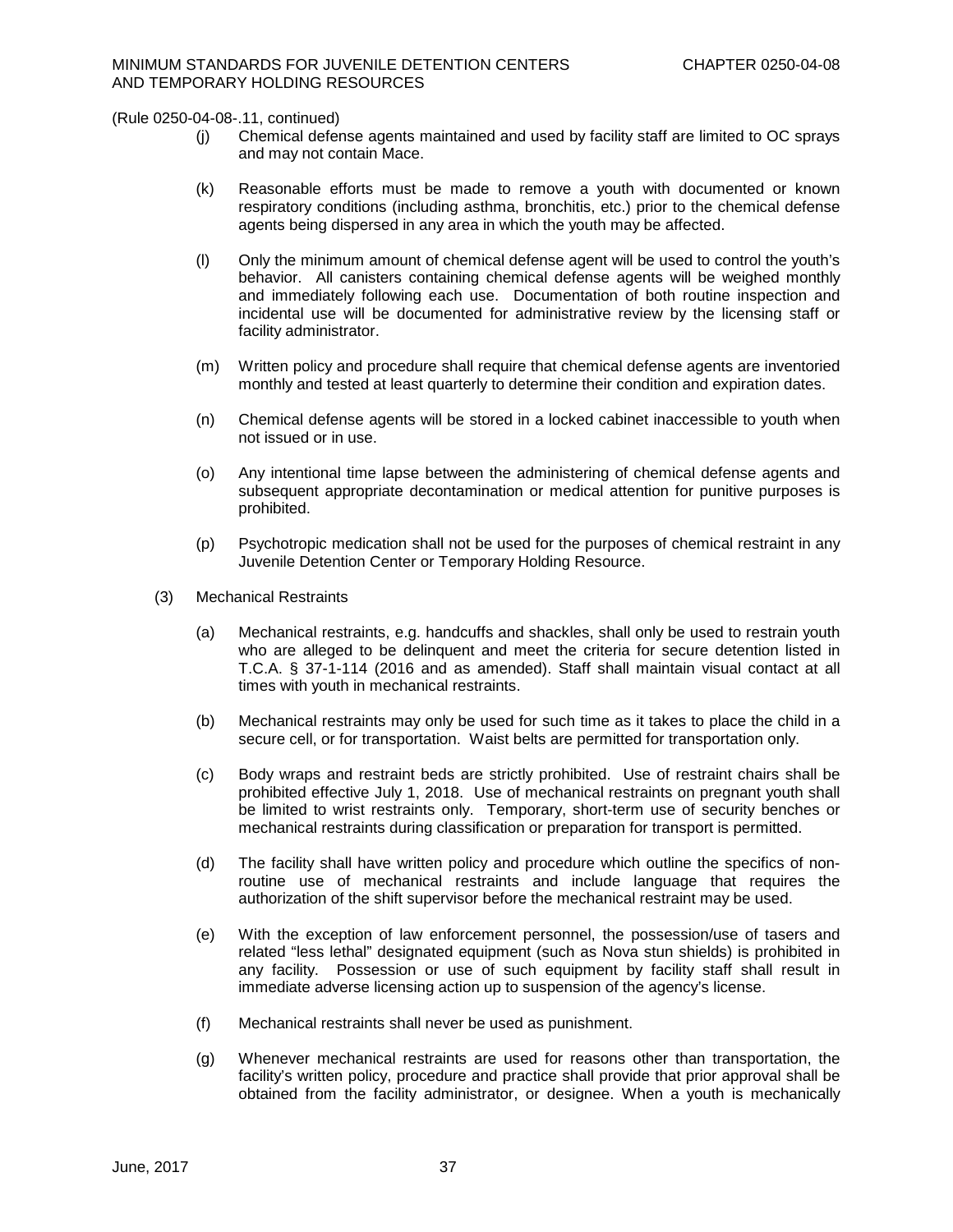(Rule 0250-04-08-.11, continued)

(j) Chemical defense agents maintained and used by facility staff are limited to OC sprays and may not contain Mace.

(k) Reasonable efforts must be made to remove a youth with documented or known respiratory conditions (including asthma, bronchitis, etc.) prior to the chemical defense agents being dispersed in any area in which the youth may be affected.

(l) Only the minimum amount of chemical defense agent will be used to control the youth's behavior. All canisters containing chemical defense agents will be weighed monthly and immediately following each use. Documentation of both routine inspection and incidental use will be documented for administrative review by the licensing staff or facility administrator.

(m) Written policy and procedure shall require that chemical defense agents are inventoried monthly and tested at least quarterly to determine their condition and expiration dates.

(n) Chemical defense agents will be stored in a locked cabinet inaccessible to youth when not issued or in use.

(o) Any intentional time lapse between the administering of chemical defense agents and subsequent appropriate decontamination or medical attention for punitive purposes is prohibited.

(p) Psychotropic medication shall not be used for the purposes of chemical restraint in any Juvenile Detention Center or Temporary Holding Resource.

(3) Mechanical Restraints

(a) Mechanical restraints, e.g. handcuffs and shackles, shall only be used to restrain youth who are alleged to be delinquent and meet the criteria for secure detention listed in T.C.A. § 37-1-114 (2016 and as amended). Staff shall maintain visual contact at all times with youth in mechanical restraints.

(b) Mechanical restraints may only be used for such time as it takes to place the child in a secure cell, or for transportation. Waist belts are permitted for transportation only.

(c) Body wraps and restraint beds are strictly prohibited. Use of restraint chairs shall be prohibited effective July 1, 2018. Use of mechanical restraints on pregnant youth shall be limited to wrist restraints only. Temporary, short-term use of security benches or mechanical restraints during classification or preparation for transport is permitted.

(d) The facility shall have written policy and procedure which outline the specifics of non-routine use of mechanical restraints and include language that requires the authorization of the shift supervisor before the mechanical restraint may be used.

(e) With the exception of law enforcement personnel, the possession/use of tasers and related "less lethal" designated equipment (such as Nova stun shields) is prohibited in any facility. Possession or use of such equipment by facility staff shall result in immediate adverse licensing action up to suspension of the agency's license.

(f) Mechanical restraints shall never be used as punishment.

(g) Whenever mechanical restraints are used for reasons other than transportation, the facility's written policy, procedure and practice shall provide that prior approval shall be obtained from the facility administrator, or designee. When a youth is mechanically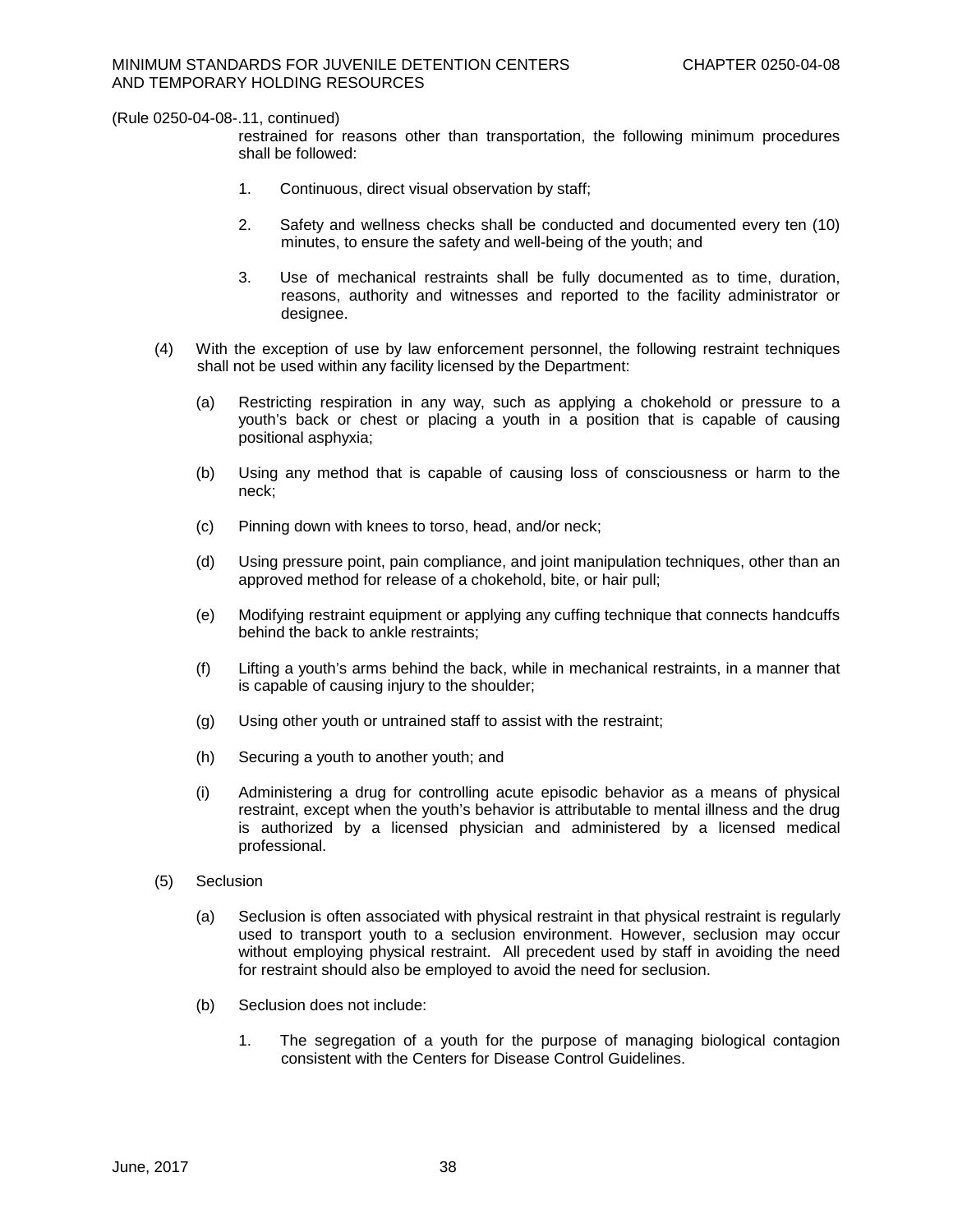(Rule 0250-04-08-.11, continued)

restrained for reasons other than transportation, the following minimum procedures shall be followed:

1. Continuous, direct visual observation by staff;

2. Safety and wellness checks shall be conducted and documented every ten (10) minutes, to ensure the safety and well-being of the youth; and

3. Use of mechanical restraints shall be fully documented as to time, duration, reasons, authority and witnesses and reported to the facility administrator or designee.

(4) With the exception of use by law enforcement personnel, the following restraint techniques shall not be used within any facility licensed by the Department:

(a) Restricting respiration in any way, such as applying a chokehold or pressure to a youth's back or chest or placing a youth in a position that is capable of causing positional asphyxia;

(b) Using any method that is capable of causing loss of consciousness or harm to the neck;

(c) Pinning down with knees to torso, head, and/or neck;

(d) Using pressure point, pain compliance, and joint manipulation techniques, other than an approved method for release of a chokehold, bite, or hair pull;

(e) Modifying restraint equipment or applying any cuffing technique that connects handcuffs behind the back to ankle restraints;

(f) Lifting a youth's arms behind the back, while in mechanical restraints, in a manner that is capable of causing injury to the shoulder;

(g) Using other youth or untrained staff to assist with the restraint;

(h) Securing a youth to another youth; and

(i) Administering a drug for controlling acute episodic behavior as a means of physical restraint, except when the youth's behavior is attributable to mental illness and the drug is authorized by a licensed physician and administered by a licensed medical professional.

(5) Seclusion

(a) Seclusion is often associated with physical restraint in that physical restraint is regularly used to transport youth to a seclusion environment. However, seclusion may occur without employing physical restraint. All precedent used by staff in avoiding the need for restraint should also be employed to avoid the need for seclusion.

(b) Seclusion does not include:

1. The segregation of a youth for the purpose of managing biological contagion consistent with the Centers for Disease Control Guidelines.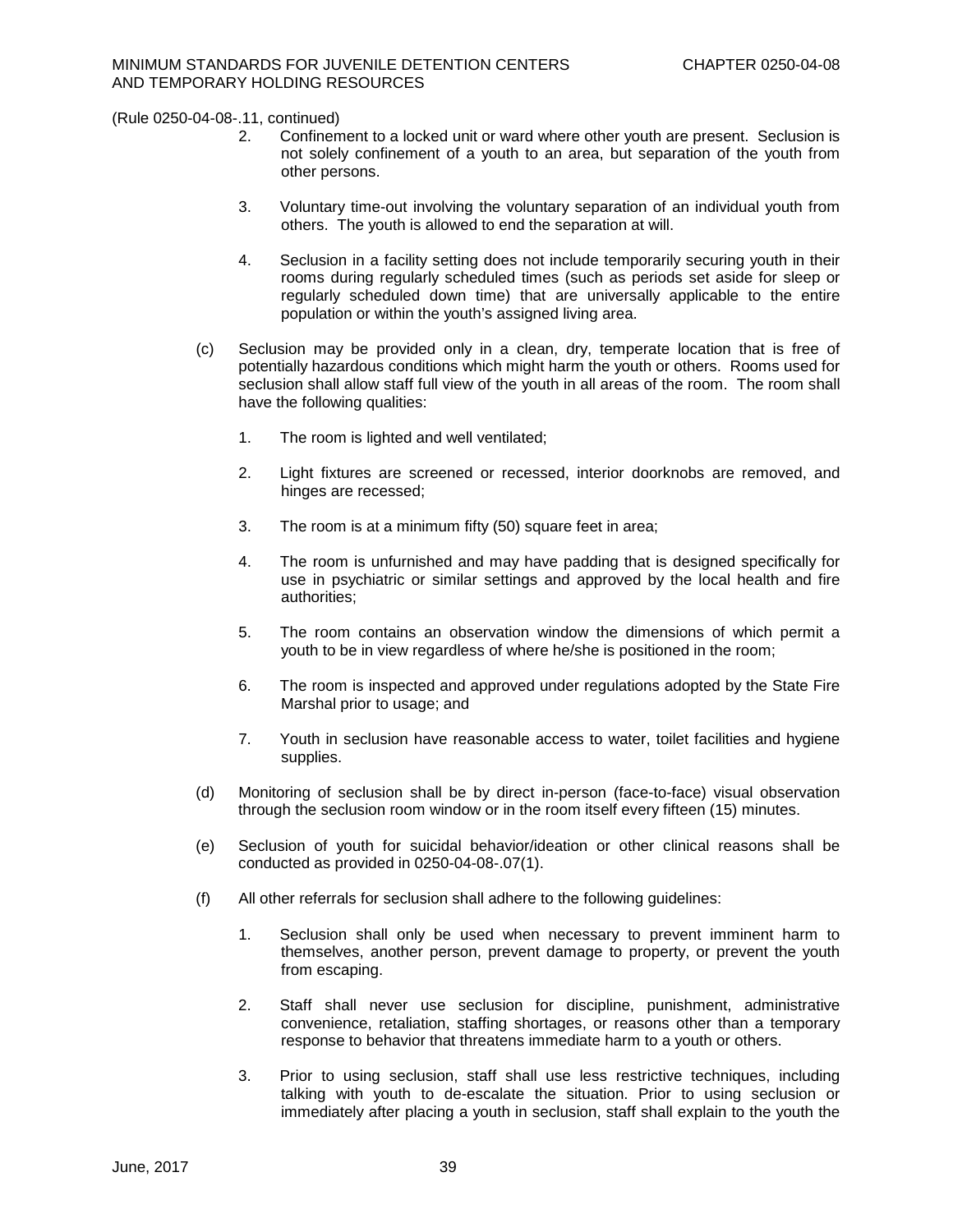(Rule 0250-04-08-.11, continued)

2. Confinement to a locked unit or ward where other youth are present. Seclusion is not solely confinement of a youth to an area, but separation of the youth from other persons.

3. Voluntary time-out involving the voluntary separation of an individual youth from others. The youth is allowed to end the separation at will.

4. Seclusion in a facility setting does not include temporarily securing youth in their rooms during regularly scheduled times (such as periods set aside for sleep or regularly scheduled down time) that are universally applicable to the entire population or within the youth's assigned living area.

(c) Seclusion may be provided only in a clean, dry, temperate location that is free of potentially hazardous conditions which might harm the youth or others. Rooms used for seclusion shall allow staff full view of the youth in all areas of the room. The room shall have the following qualities:

1. The room is lighted and well ventilated;

2. Light fixtures are screened or recessed, interior doorknobs are removed, and hinges are recessed;

3. The room is at a minimum fifty (50) square feet in area;

4. The room is unfurnished and may have padding that is designed specifically for use in psychiatric or similar settings and approved by the local health and fire authorities;

5. The room contains an observation window the dimensions of which permit a youth to be in view regardless of where he/she is positioned in the room;

6. The room is inspected and approved under regulations adopted by the State Fire Marshal prior to usage; and

7. Youth in seclusion have reasonable access to water, toilet facilities and hygiene supplies.

(d) Monitoring of seclusion shall be by direct in-person (face-to-face) visual observation through the seclusion room window or in the room itself every fifteen (15) minutes.

(e) Seclusion of youth for suicidal behavior/ideation or other clinical reasons shall be conducted as provided in 0250-04-08-.07(1).

(f) All other referrals for seclusion shall adhere to the following guidelines:

1. Seclusion shall only be used when necessary to prevent imminent harm to themselves, another person, prevent damage to property, or prevent the youth from escaping.

2. Staff shall never use seclusion for discipline, punishment, administrative convenience, retaliation, staffing shortages, or reasons other than a temporary response to behavior that threatens immediate harm to a youth or others.

3. Prior to using seclusion, staff shall use less restrictive techniques, including talking with youth to de-escalate the situation. Prior to using seclusion or immediately after placing a youth in seclusion, staff shall explain to the youth the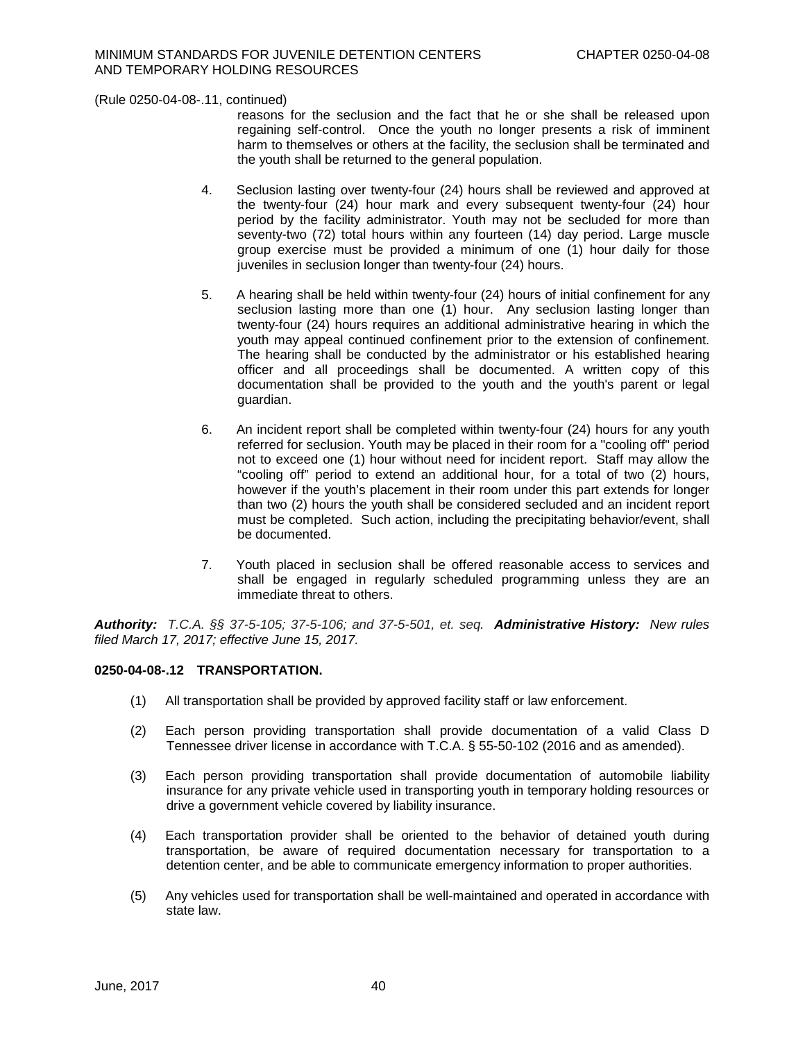(Rule 0250-04-08-.11, continued)

reasons for the seclusion and the fact that he or she shall be released upon regaining self-control. Once the youth no longer presents a risk of imminent harm to themselves or others at the facility, the seclusion shall be terminated and the youth shall be returned to the general population.

4. Seclusion lasting over twenty-four (24) hours shall be reviewed and approved at the twenty-four (24) hour mark and every subsequent twenty-four (24) hour period by the facility administrator. Youth may not be secluded for more than seventy-two (72) total hours within any fourteen (14) day period. Large muscle group exercise must be provided a minimum of one (1) hour daily for those juveniles in seclusion longer than twenty-four (24) hours.

5. A hearing shall be held within twenty-four (24) hours of initial confinement for any seclusion lasting more than one (1) hour. Any seclusion lasting longer than twenty-four (24) hours requires an additional administrative hearing in which the youth may appeal continued confinement prior to the extension of confinement. The hearing shall be conducted by the administrator or his established hearing officer and all proceedings shall be documented. A written copy of this documentation shall be provided to the youth and the youth's parent or legal guardian.

6. An incident report shall be completed within twenty-four (24) hours for any youth referred for seclusion. Youth may be placed in their room for a "cooling off" period not to exceed one (1) hour without need for incident report. Staff may allow the "cooling off" period to extend an additional hour, for a total of two (2) hours, however if the youth's placement in their room under this part extends for longer than two (2) hours the youth shall be considered secluded and an incident report must be completed. Such action, including the precipitating behavior/event, shall be documented.

7. Youth placed in seclusion shall be offered reasonable access to services and shall be engaged in regularly scheduled programming unless they are an immediate threat to others.

***Authority:*** *T.C.A. §§ 37-5-105; 37-5-106; and 37-5-501, et. seq.* ***Administrative History:*** *New rules filed March 17, 2017; effective June 15, 2017.*

**0250-04-08-.12 TRANSPORTATION.**

(1) All transportation shall be provided by approved facility staff or law enforcement.

(2) Each person providing transportation shall provide documentation of a valid Class D Tennessee driver license in accordance with T.C.A. § 55-50-102 (2016 and as amended).

(3) Each person providing transportation shall provide documentation of automobile liability insurance for any private vehicle used in transporting youth in temporary holding resources or drive a government vehicle covered by liability insurance.

(4) Each transportation provider shall be oriented to the behavior of detained youth during transportation, be aware of required documentation necessary for transportation to a detention center, and be able to communicate emergency information to proper authorities.

(5) Any vehicles used for transportation shall be well-maintained and operated in accordance with state law.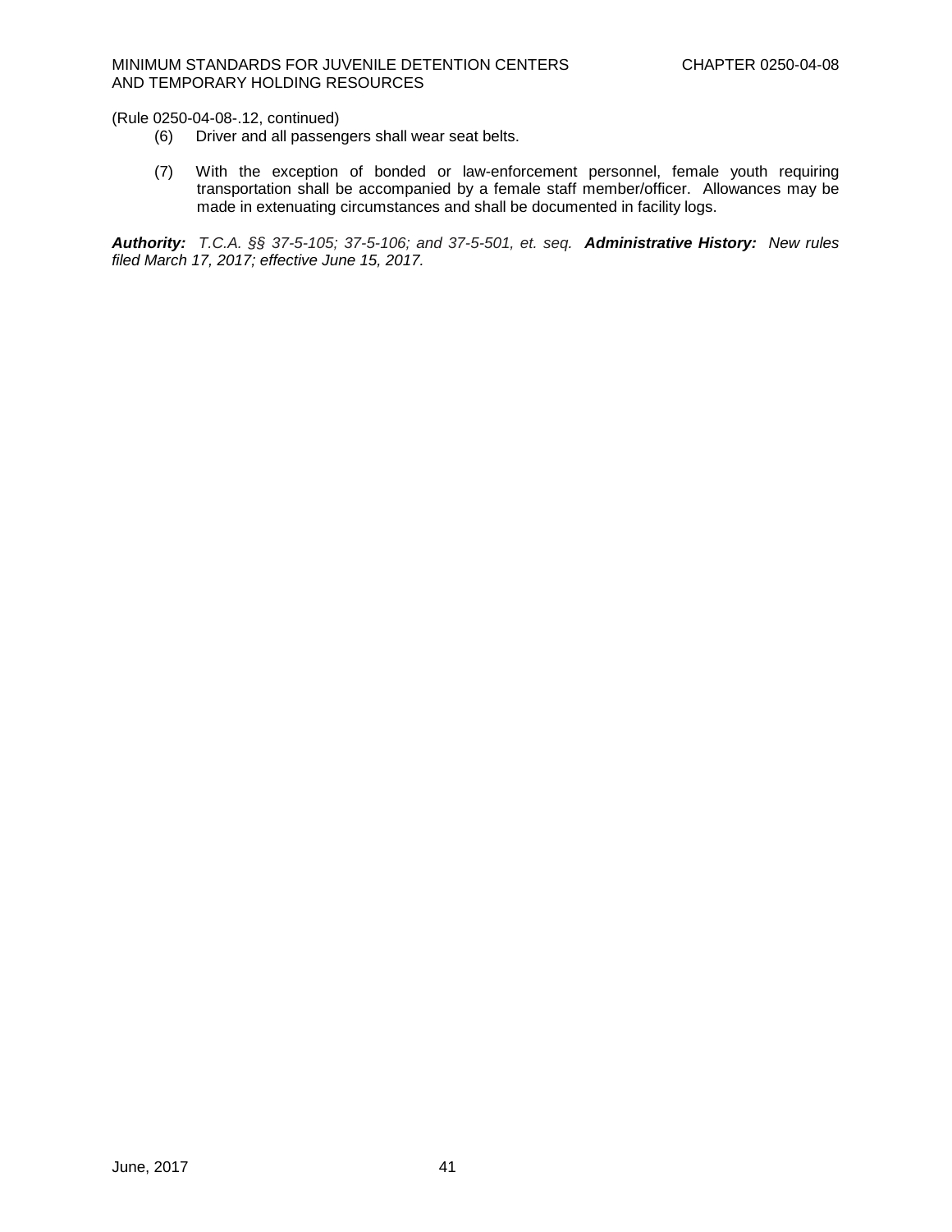(Rule 0250-04-08-.12, continued)

(6) Driver and all passengers shall wear seat belts.

(7) With the exception of bonded or law-enforcement personnel, female youth requiring transportation shall be accompanied by a female staff member/officer. Allowances may be made in extenuating circumstances and shall be documented in facility logs.

***Authority:*** *T.C.A. §§ 37-5-105; 37-5-106; and 37-5-501, et. seq.* ***Administrative History:*** *New rules filed March 17, 2017; effective June 15, 2017.*